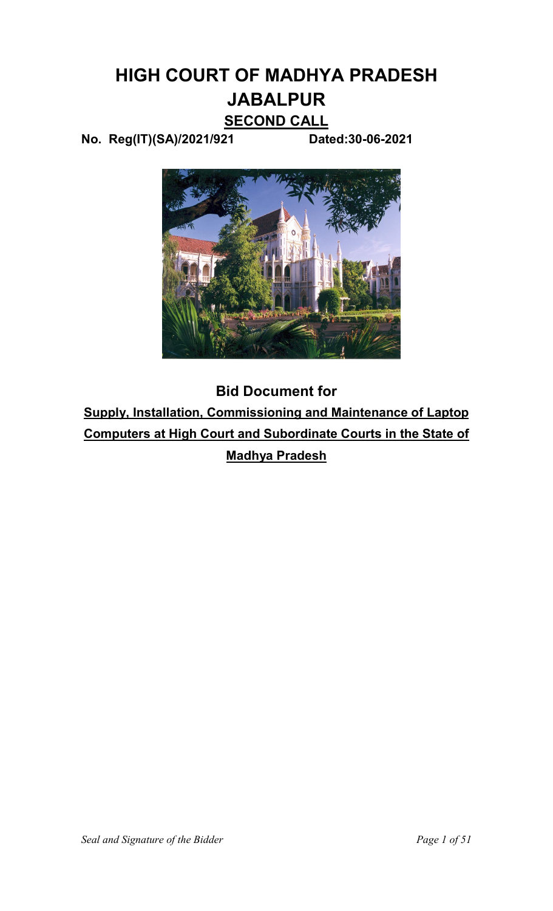# HIGH COURT OF MADHYA PRADESH JABALPUR

## SECOND CALL

**No. Reg(IT)(SA)/2021/921** **Dated:30-06-2021**

## Bid Document for

**Supply, Installation, Commissioning and Maintenance of Laptop Computers at High Court and Subordinate Courts in the State of Madhya Pradesh**

*Seal and Signature of the Bidder*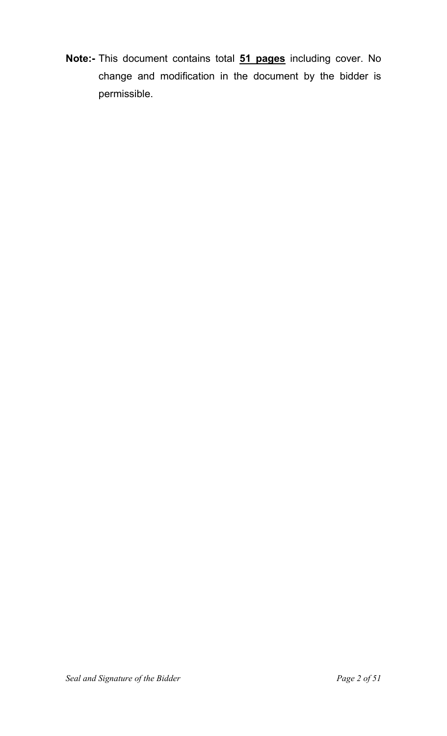**Note:-** This document contains total **51 pages** including cover. No change and modification in the document by the bidder is permissible.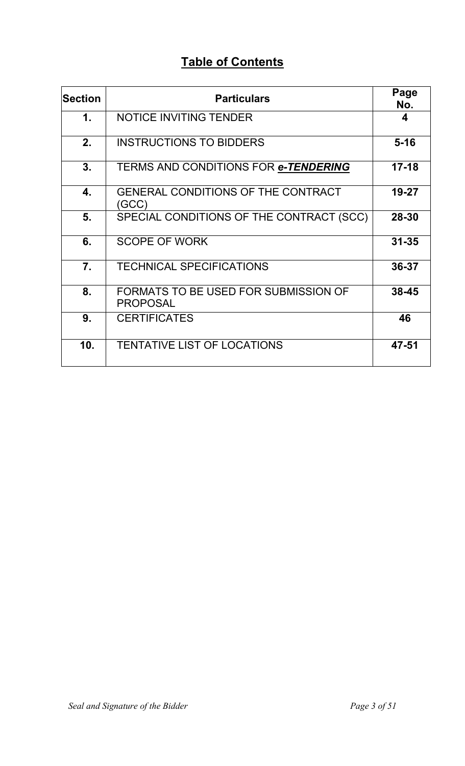# **Table of Contents**

| Section | Particulars | Page No. |
|---|---|---|
| **1.** | NOTICE INVITING TENDER | **4** |
| **2.** | INSTRUCTIONS TO BIDDERS | **5-16** |
| **3.** | TERMS AND CONDITIONS FOR ***e-TENDERING*** | **17-18** |
| **4.** | GENERAL CONDITIONS OF THE CONTRACT (GCC) | **19-27** |
| **5.** | SPECIAL CONDITIONS OF THE CONTRACT (SCC) | **28-30** |
| **6.** | SCOPE OF WORK | **31-35** |
| **7.** | TECHNICAL SPECIFICATIONS | **36-37** |
| **8.** | FORMATS TO BE USED FOR SUBMISSION OF PROPOSAL | **38-45** |
| **9.** | CERTIFICATES | **46** |
| **10.** | TENTATIVE LIST OF LOCATIONS | **47-51** |

*Seal and Signature of the Bidder*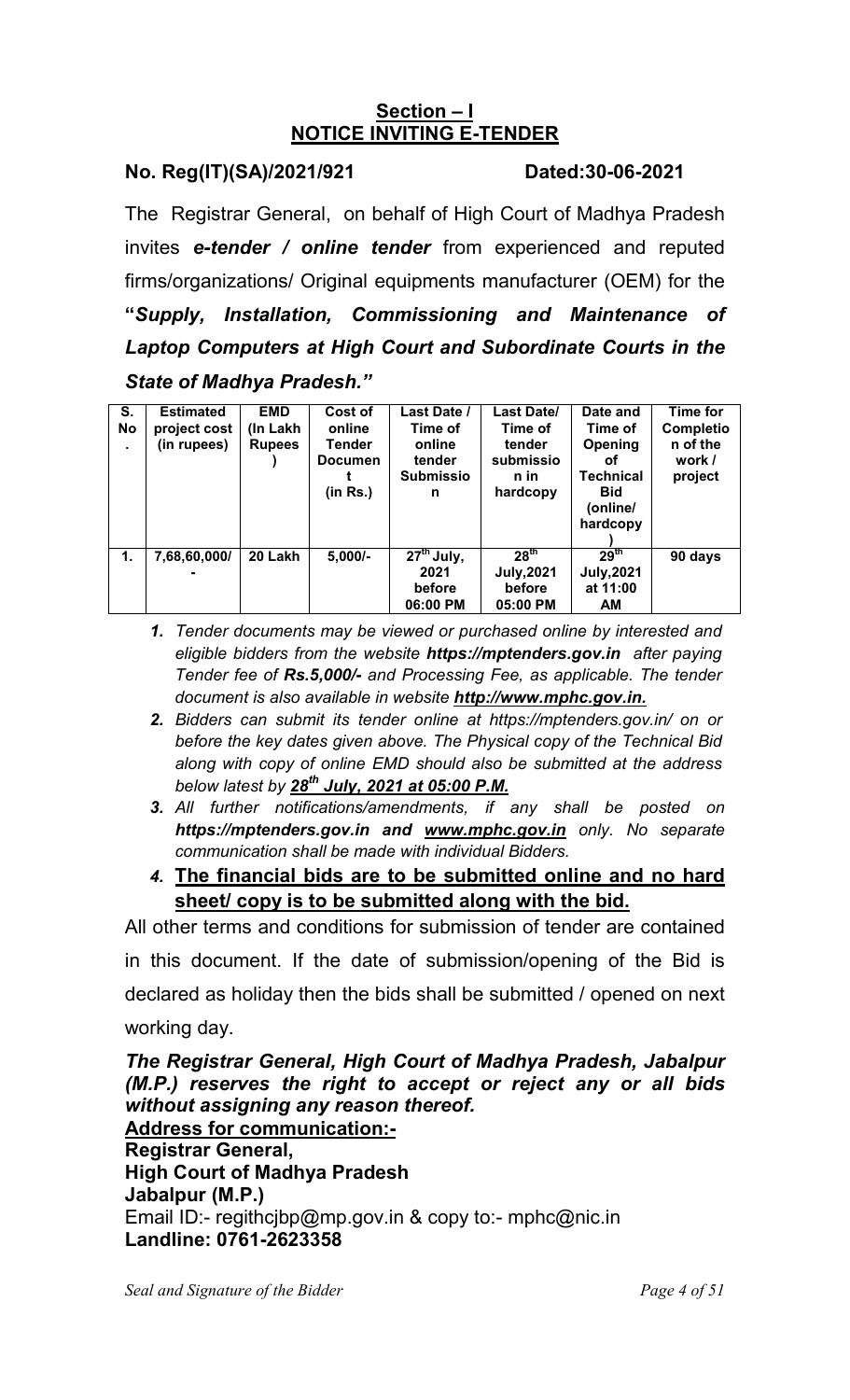## Section – I
## NOTICE INVITING E-TENDER

**No. Reg(IT)(SA)/2021/921 Dated:30-06-2021**

The Registrar General, on behalf of High Court of Madhya Pradesh invites ***e-tender / online tender*** from experienced and reputed firms/organizations/ Original equipments manufacturer (OEM) for the **"*Supply, Installation, Commissioning and Maintenance of Laptop Computers at High Court and Subordinate Courts in the State of Madhya Pradesh."***

| S. No. | Estimated project cost (in rupees) | EMD (In Lakh Rupees) | Cost of online Tender Document (in Rs.) | Last Date / Time of online tender Submission | Last Date/ Time of tender submission in hardcopy | Date and Time of Opening of Technical Bid (online/ hardcopy) | Time for Completion of the work / project |
|---|---|---|---|---|---|---|---|
| 1. | 7,68,60,000/- | 20 Lakh | 5,000/- | 27th July, 2021 before 06:00 PM | 28th July,2021 before 05:00 PM | 29th July,2021 at 11:00 AM | 90 days |

1. *Tender documents may be viewed or purchased online by interested and eligible bidders from the website **https://mptenders.gov.in** after paying Tender fee of **Rs.5,000/-** and Processing Fee, as applicable. The tender document is also available in website **http://www.mphc.gov.in.***
2. *Bidders can submit its tender online at https://mptenders.gov.in/ on or before the key dates given above. The Physical copy of the Technical Bid along with copy of online EMD should also be submitted at the address below latest by **28th July, 2021 at 05:00 P.M.***
3. *All further notifications/amendments, if any shall be posted on **https://mptenders.gov.in and www.mphc.gov.in** only. No separate communication shall be made with individual Bidders.*
4. **The financial bids are to be submitted online and no hard sheet/ copy is to be submitted along with the bid.**

All other terms and conditions for submission of tender are contained in this document. If the date of submission/opening of the Bid is declared as holiday then the bids shall be submitted / opened on next working day.

***The Registrar General, High Court of Madhya Pradesh, Jabalpur (M.P.) reserves the right to accept or reject any or all bids without assigning any reason thereof.***

**Address for communication:-**

**Registrar General,**
**High Court of Madhya Pradesh**
**Jabalpur (M.P.)**
Email ID:- regithcjbp@mp.gov.in & copy to:- mphc@nic.in
**Landline: 0761-2623358**

*Seal and Signature of the Bidder*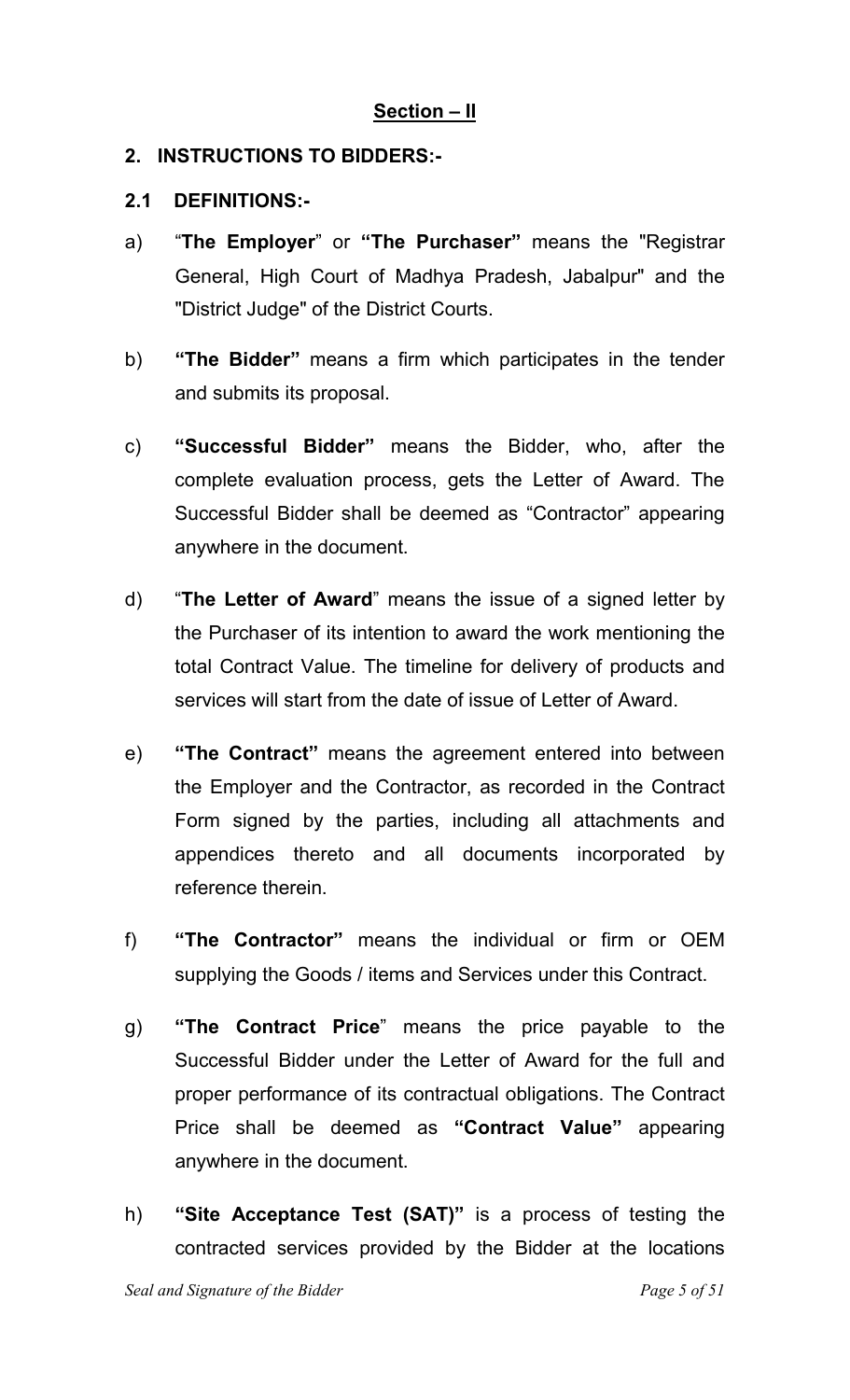## Section – II

### 2. INSTRUCTIONS TO BIDDERS:-

### 2.1 DEFINITIONS:-

a) "**The Employer**" or **"The Purchaser"** means the "Registrar General, High Court of Madhya Pradesh, Jabalpur" and the "District Judge" of the District Courts.

b) **"The Bidder"** means a firm which participates in the tender and submits its proposal.

c) **"Successful Bidder"** means the Bidder, who, after the complete evaluation process, gets the Letter of Award. The Successful Bidder shall be deemed as "Contractor" appearing anywhere in the document.

d) "**The Letter of Award**" means the issue of a signed letter by the Purchaser of its intention to award the work mentioning the total Contract Value. The timeline for delivery of products and services will start from the date of issue of Letter of Award.

e) **"The Contract"** means the agreement entered into between the Employer and the Contractor, as recorded in the Contract Form signed by the parties, including all attachments and appendices thereto and all documents incorporated by reference therein.

f) **"The Contractor"** means the individual or firm or OEM supplying the Goods / items and Services under this Contract.

g) **"The Contract Price**" means the price payable to the Successful Bidder under the Letter of Award for the full and proper performance of its contractual obligations. The Contract Price shall be deemed as **"Contract Value"** appearing anywhere in the document.

h) **"Site Acceptance Test (SAT)"** is a process of testing the contracted services provided by the Bidder at the locations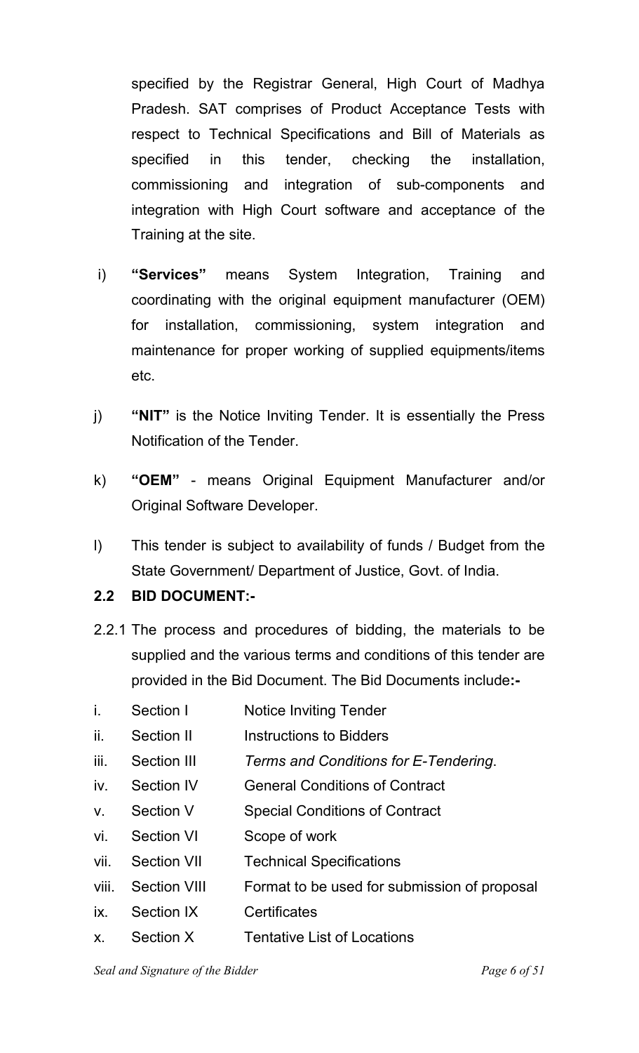specified by the Registrar General, High Court of Madhya Pradesh. SAT comprises of Product Acceptance Tests with respect to Technical Specifications and Bill of Materials as specified in this tender, checking the installation, commissioning and integration of sub-components and integration with High Court software and acceptance of the Training at the site.

i) **"Services"** means System Integration, Training and coordinating with the original equipment manufacturer (OEM) for installation, commissioning, system integration and maintenance for proper working of supplied equipments/items etc.

j) **"NIT"** is the Notice Inviting Tender. It is essentially the Press Notification of the Tender.

k) **"OEM"** - means Original Equipment Manufacturer and/or Original Software Developer.

l) This tender is subject to availability of funds / Budget from the State Government/ Department of Justice, Govt. of India.

## 2.2 BID DOCUMENT:-

2.2.1 The process and procedures of bidding, the materials to be supplied and the various terms and conditions of this tender are provided in the Bid Document. The Bid Documents include**:-**

| | | |
|---|---|---|
| i. | Section I | Notice Inviting Tender |
| ii. | Section II | Instructions to Bidders |
| iii. | Section III | *Terms and Conditions for E-Tendering*. |
| iv. | Section IV | General Conditions of Contract |
| v. | Section V | Special Conditions of Contract |
| vi. | Section VI | Scope of work |
| vii. | Section VII | Technical Specifications |
| viii. | Section VIII | Format to be used for submission of proposal |
| ix. | Section IX | Certificates |
| x. | Section X | Tentative List of Locations |

*Seal and Signature of the Bidder*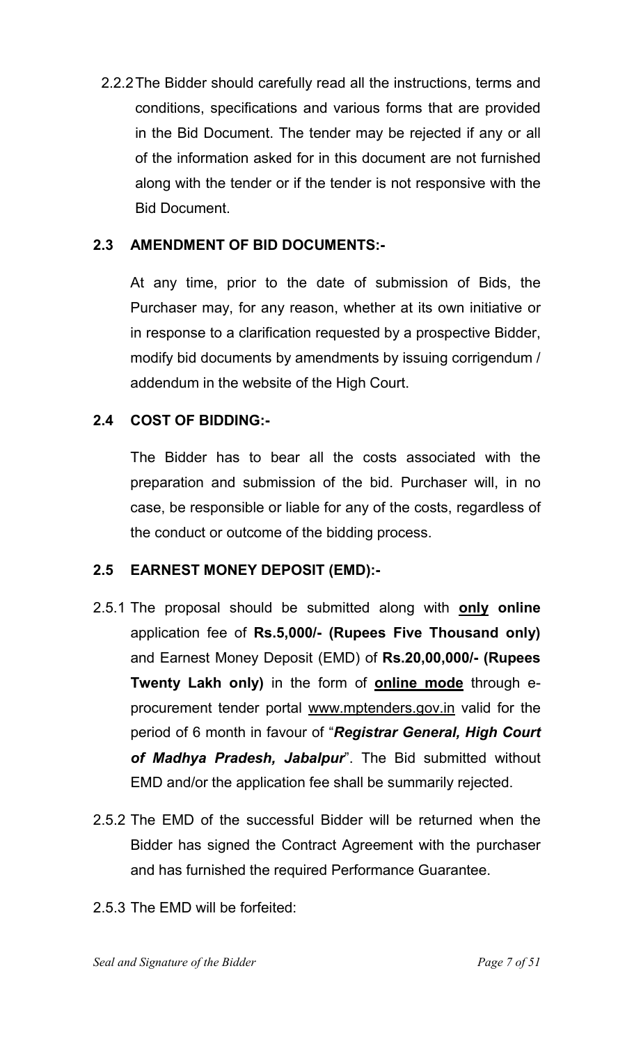2.2.2 The Bidder should carefully read all the instructions, terms and conditions, specifications and various forms that are provided in the Bid Document. The tender may be rejected if any or all of the information asked for in this document are not furnished along with the tender or if the tender is not responsive with the Bid Document.

## 2.3 AMENDMENT OF BID DOCUMENTS:-

At any time, prior to the date of submission of Bids, the Purchaser may, for any reason, whether at its own initiative or in response to a clarification requested by a prospective Bidder, modify bid documents by amendments by issuing corrigendum / addendum in the website of the High Court.

## 2.4 COST OF BIDDING:-

The Bidder has to bear all the costs associated with the preparation and submission of the bid. Purchaser will, in no case, be responsible or liable for any of the costs, regardless of the conduct or outcome of the bidding process.

## 2.5 EARNEST MONEY DEPOSIT (EMD):-

2.5.1 The proposal should be submitted along with **only online** application fee of **Rs.5,000/- (Rupees Five Thousand only)** and Earnest Money Deposit (EMD) of **Rs.20,00,000/- (Rupees Twenty Lakh only)** in the form of **online mode** through e-procurement tender portal www.mptenders.gov.in valid for the period of 6 month in favour of "***Registrar General, High Court of Madhya Pradesh, Jabalpur***". The Bid submitted without EMD and/or the application fee shall be summarily rejected.

2.5.2 The EMD of the successful Bidder will be returned when the Bidder has signed the Contract Agreement with the purchaser and has furnished the required Performance Guarantee.

2.5.3 The EMD will be forfeited:

*Seal and Signature of the Bidder*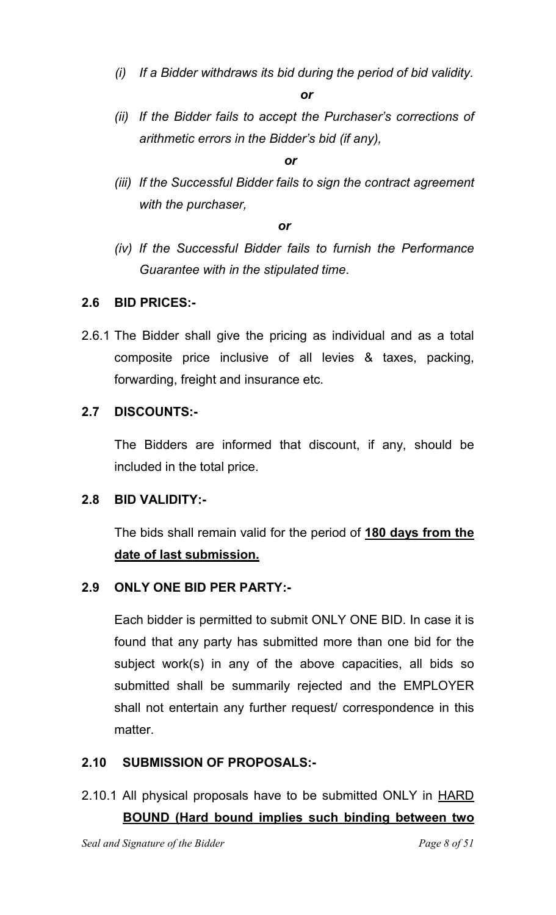*(i) If a Bidder withdraws its bid during the period of bid validity.*

***or***

*(ii) If the Bidder fails to accept the Purchaser's corrections of arithmetic errors in the Bidder's bid (if any),*

***or***

*(iii) If the Successful Bidder fails to sign the contract agreement with the purchaser,*

***or***

*(iv) If the Successful Bidder fails to furnish the Performance Guarantee with in the stipulated time.*

### 2.6 BID PRICES:-

2.6.1 The Bidder shall give the pricing as individual and as a total composite price inclusive of all levies & taxes, packing, forwarding, freight and insurance etc.

### 2.7 DISCOUNTS:-

The Bidders are informed that discount, if any, should be included in the total price.

### 2.8 BID VALIDITY:-

The bids shall remain valid for the period of **<u>180 days from the date of last submission.</u>**

### 2.9 ONLY ONE BID PER PARTY:-

Each bidder is permitted to submit ONLY ONE BID. In case it is found that any party has submitted more than one bid for the subject work(s) in any of the above capacities, all bids so submitted shall be summarily rejected and the EMPLOYER shall not entertain any further request/ correspondence in this matter.

### 2.10 SUBMISSION OF PROPOSALS:-

2.10.1 All physical proposals have to be submitted ONLY in <u>HARD</u> **<u>BOUND (Hard bound implies such binding between two</u>**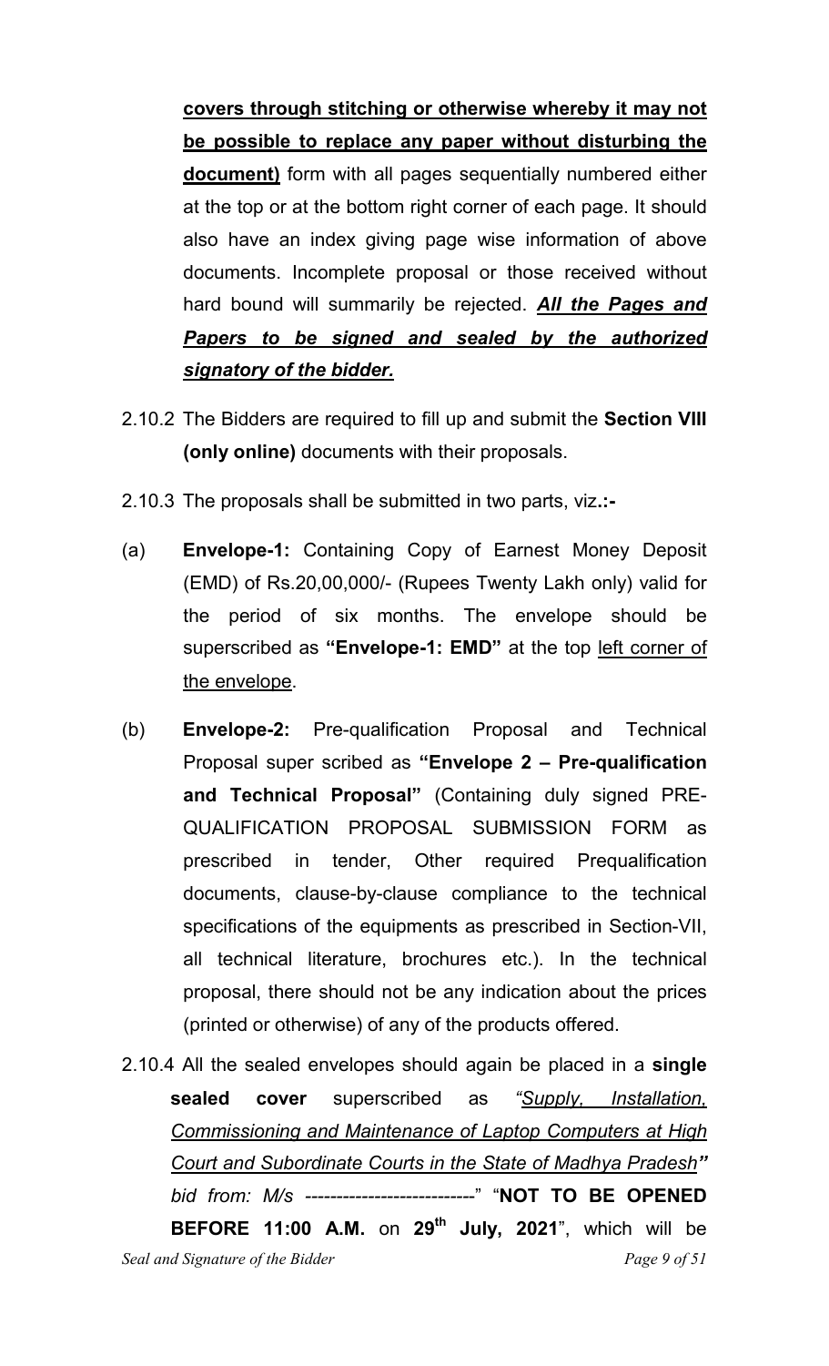**covers through stitching or otherwise whereby it may not be possible to replace any paper without disturbing the document)** form with all pages sequentially numbered either at the top or at the bottom right corner of each page. It should also have an index giving page wise information of above documents. Incomplete proposal or those received without hard bound will summarily be rejected. ***All the Pages and Papers to be signed and sealed by the authorized signatory of the bidder.***

2.10.2 The Bidders are required to fill up and submit the **Section VIII (only online)** documents with their proposals.

2.10.3 The proposals shall be submitted in two parts, viz.**:-**

(a) **Envelope-1:** Containing Copy of Earnest Money Deposit (EMD) of Rs.20,00,000/- (Rupees Twenty Lakh only) valid for the period of six months. The envelope should be superscribed as **"Envelope-1: EMD"** at the top left corner of the envelope.

(b) **Envelope-2:** Pre-qualification Proposal and Technical Proposal super scribed as **"Envelope 2 – Pre-qualification and Technical Proposal"** (Containing duly signed PRE-QUALIFICATION PROPOSAL SUBMISSION FORM as prescribed in tender, Other required Prequalification documents, clause-by-clause compliance to the technical specifications of the equipments as prescribed in Section-VII, all technical literature, brochures etc.). In the technical proposal, there should not be any indication about the prices (printed or otherwise) of any of the products offered.

2.10.4 All the sealed envelopes should again be placed in a **single sealed cover** superscribed as *"Supply, Installation, Commissioning and Maintenance of Laptop Computers at High Court and Subordinate Courts in the State of Madhya Pradesh"* *bid from: M/s ---------------------------*" "**NOT TO BE OPENED BEFORE 11:00 A.M.** on **29th July, 2021**", which will be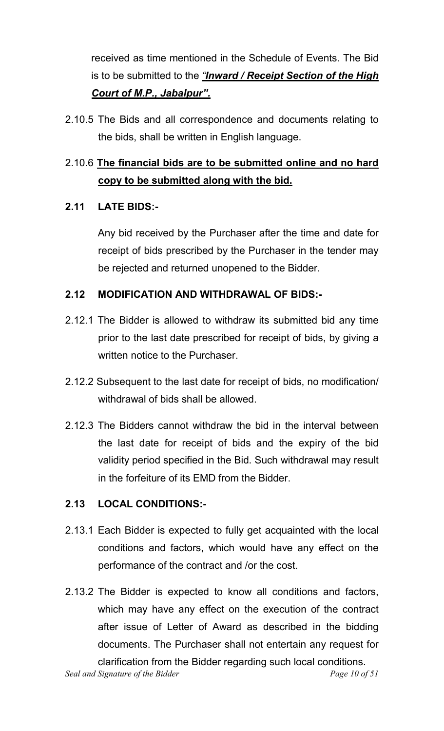received as time mentioned in the Schedule of Events. The Bid is to be submitted to the ***<u>"Inward / Receipt Section of the High Court of M.P., Jabalpur".</u>***

2.10.5 The Bids and all correspondence and documents relating to the bids, shall be written in English language.

2.10.6 **<u>The financial bids are to be submitted online and no hard copy to be submitted along with the bid.</u>**

## 2.11 LATE BIDS:-

Any bid received by the Purchaser after the time and date for receipt of bids prescribed by the Purchaser in the tender may be rejected and returned unopened to the Bidder.

## 2.12 MODIFICATION AND WITHDRAWAL OF BIDS:-

2.12.1 The Bidder is allowed to withdraw its submitted bid any time prior to the last date prescribed for receipt of bids, by giving a written notice to the Purchaser.

2.12.2 Subsequent to the last date for receipt of bids, no modification/ withdrawal of bids shall be allowed.

2.12.3 The Bidders cannot withdraw the bid in the interval between the last date for receipt of bids and the expiry of the bid validity period specified in the Bid. Such withdrawal may result in the forfeiture of its EMD from the Bidder.

## 2.13 LOCAL CONDITIONS:-

2.13.1 Each Bidder is expected to fully get acquainted with the local conditions and factors, which would have any effect on the performance of the contract and /or the cost.

2.13.2 The Bidder is expected to know all conditions and factors, which may have any effect on the execution of the contract after issue of Letter of Award as described in the bidding documents. The Purchaser shall not entertain any request for clarification from the Bidder regarding such local conditions.

*Seal and Signature of the Bidder*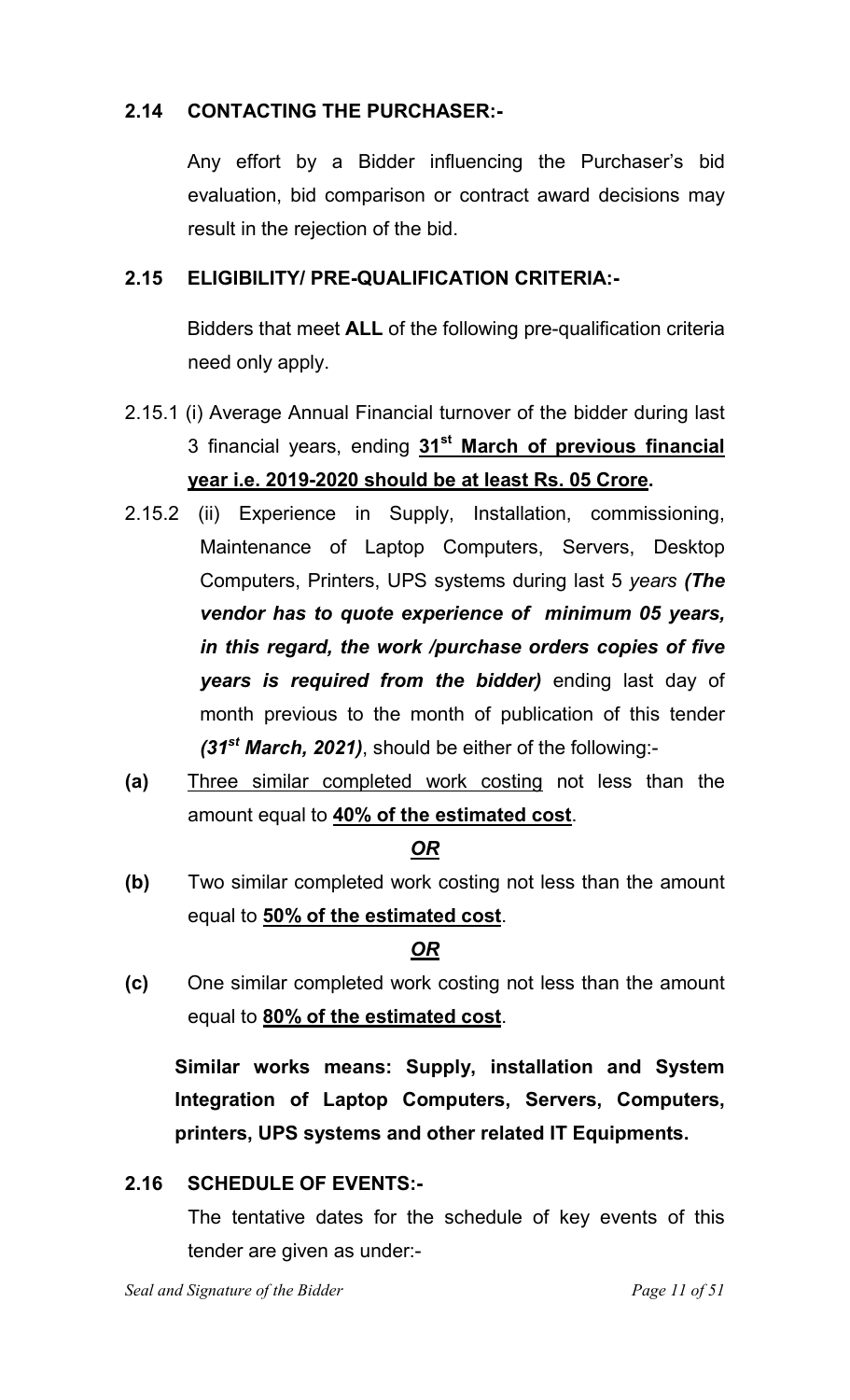### 2.14 CONTACTING THE PURCHASER:-

Any effort by a Bidder influencing the Purchaser's bid evaluation, bid comparison or contract award decisions may result in the rejection of the bid.

### 2.15 ELIGIBILITY/ PRE-QUALIFICATION CRITERIA:-

Bidders that meet **ALL** of the following pre-qualification criteria need only apply.

2.15.1 (i) Average Annual Financial turnover of the bidder during last 3 financial years, ending **31st March of previous financial year i.e. 2019-2020 should be at least Rs. 05 Crore.**

2.15.2 (ii) Experience in Supply, Installation, commissioning, Maintenance of Laptop Computers, Servers, Desktop Computers, Printers, UPS systems during last 5 *years* ***(The vendor has to quote experience of minimum 05 years, in this regard, the work /purchase orders copies of five years is required from the bidder)*** ending last day of month previous to the month of publication of this tender ***(31st March, 2021)***, should be either of the following:-

**(a)** Three similar completed work costing not less than the amount equal to **40% of the estimated cost**.

***OR***

**(b)** Two similar completed work costing not less than the amount equal to **50% of the estimated cost**.

***OR***

**(c)** One similar completed work costing not less than the amount equal to **80% of the estimated cost**.

**Similar works means: Supply, installation and System Integration of Laptop Computers, Servers, Computers, printers, UPS systems and other related IT Equipments.**

### 2.16 SCHEDULE OF EVENTS:-

The tentative dates for the schedule of key events of this tender are given as under:-

*Seal and Signature of the Bidder*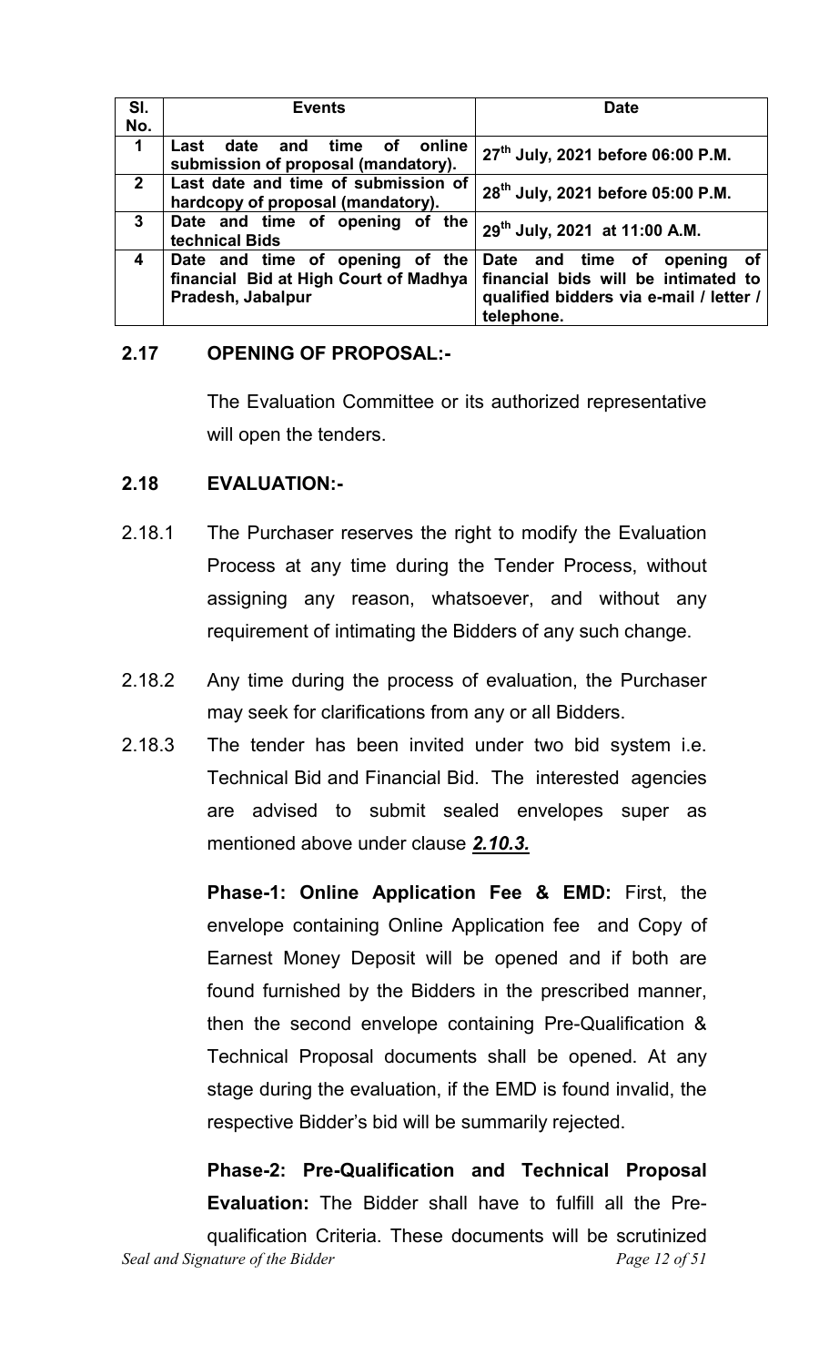| Sl. No. | Events | Date |
|---|---|---|
| 1 | Last date and time of online submission of proposal (mandatory). | 27th July, 2021 before 06:00 P.M. |
| 2 | Last date and time of submission of hardcopy of proposal (mandatory). | 28th July, 2021 before 05:00 P.M. |
| 3 | Date and time of opening of the technical Bids | 29th July, 2021 at 11:00 A.M. |
| 4 | Date and time of opening of the financial Bid at High Court of Madhya Pradesh, Jabalpur | Date and time of opening of financial bids will be intimated to qualified bidders via e-mail / letter / telephone. |

## 2.17 OPENING OF PROPOSAL:-

The Evaluation Committee or its authorized representative will open the tenders.

## 2.18 EVALUATION:-

2.18.1 The Purchaser reserves the right to modify the Evaluation Process at any time during the Tender Process, without assigning any reason, whatsoever, and without any requirement of intimating the Bidders of any such change.

2.18.2 Any time during the process of evaluation, the Purchaser may seek for clarifications from any or all Bidders.

2.18.3 The tender has been invited under two bid system i.e. Technical Bid and Financial Bid. The interested agencies are advised to submit sealed envelopes super as mentioned above under clause ***2.10.3.***

**Phase-1: Online Application Fee & EMD:** First, the envelope containing Online Application fee and Copy of Earnest Money Deposit will be opened and if both are found furnished by the Bidders in the prescribed manner, then the second envelope containing Pre-Qualification & Technical Proposal documents shall be opened. At any stage during the evaluation, if the EMD is found invalid, the respective Bidder's bid will be summarily rejected.

**Phase-2: Pre-Qualification and Technical Proposal Evaluation:** The Bidder shall have to fulfill all the Pre-qualification Criteria. These documents will be scrutinized

*Seal and Signature of the Bidder*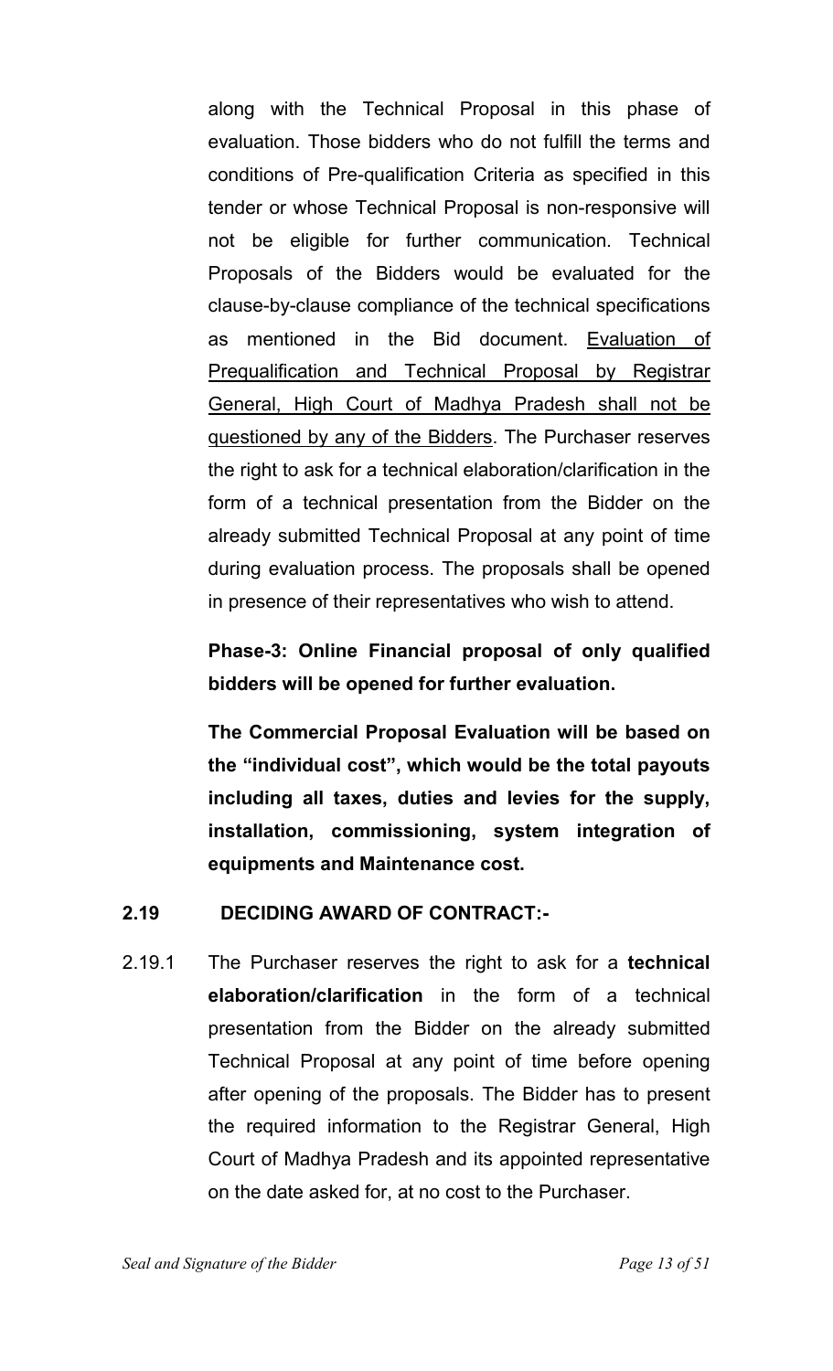along with the Technical Proposal in this phase of evaluation. Those bidders who do not fulfill the terms and conditions of Pre-qualification Criteria as specified in this tender or whose Technical Proposal is non-responsive will not be eligible for further communication. Technical Proposals of the Bidders would be evaluated for the clause-by-clause compliance of the technical specifications as mentioned in the Bid document. <u>Evaluation of Prequalification and Technical Proposal by Registrar General, High Court of Madhya Pradesh shall not be questioned by any of the Bidders</u>. The Purchaser reserves the right to ask for a technical elaboration/clarification in the form of a technical presentation from the Bidder on the already submitted Technical Proposal at any point of time during evaluation process. The proposals shall be opened in presence of their representatives who wish to attend.

**Phase-3: Online Financial proposal of only qualified bidders will be opened for further evaluation.**

**The Commercial Proposal Evaluation will be based on the "individual cost", which would be the total payouts including all taxes, duties and levies for the supply, installation, commissioning, system integration of equipments and Maintenance cost.**

## 2.19 DECIDING AWARD OF CONTRACT:-

2.19.1 The Purchaser reserves the right to ask for a **technical elaboration/clarification** in the form of a technical presentation from the Bidder on the already submitted Technical Proposal at any point of time before opening after opening of the proposals. The Bidder has to present the required information to the Registrar General, High Court of Madhya Pradesh and its appointed representative on the date asked for, at no cost to the Purchaser.

*Seal and Signature of the Bidder*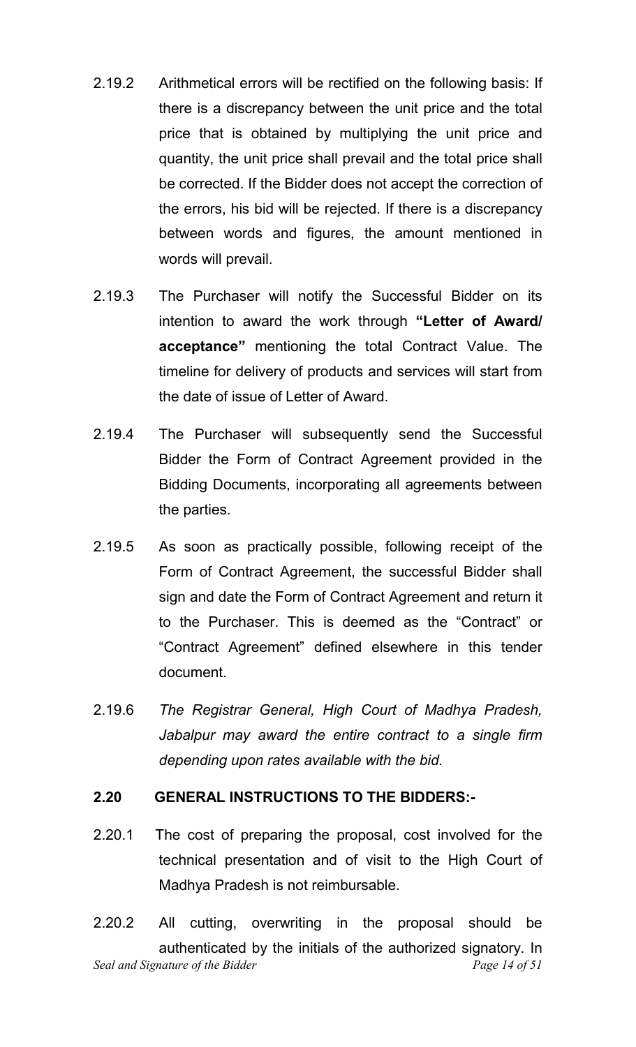2.19.2 Arithmetical errors will be rectified on the following basis: If there is a discrepancy between the unit price and the total price that is obtained by multiplying the unit price and quantity, the unit price shall prevail and the total price shall be corrected. If the Bidder does not accept the correction of the errors, his bid will be rejected. If there is a discrepancy between words and figures, the amount mentioned in words will prevail.

2.19.3 The Purchaser will notify the Successful Bidder on its intention to award the work through **"Letter of Award/ acceptance"** mentioning the total Contract Value. The timeline for delivery of products and services will start from the date of issue of Letter of Award.

2.19.4 The Purchaser will subsequently send the Successful Bidder the Form of Contract Agreement provided in the Bidding Documents, incorporating all agreements between the parties.

2.19.5 As soon as practically possible, following receipt of the Form of Contract Agreement, the successful Bidder shall sign and date the Form of Contract Agreement and return it to the Purchaser. This is deemed as the "Contract" or "Contract Agreement" defined elsewhere in this tender document.

2.19.6 *The Registrar General, High Court of Madhya Pradesh, Jabalpur may award the entire contract to a single firm depending upon rates available with the bid.*

**2.20 GENERAL INSTRUCTIONS TO THE BIDDERS:-**

2.20.1 The cost of preparing the proposal, cost involved for the technical presentation and of visit to the High Court of Madhya Pradesh is not reimbursable.

2.20.2 All cutting, overwriting in the proposal should be authenticated by the initials of the authorized signatory. In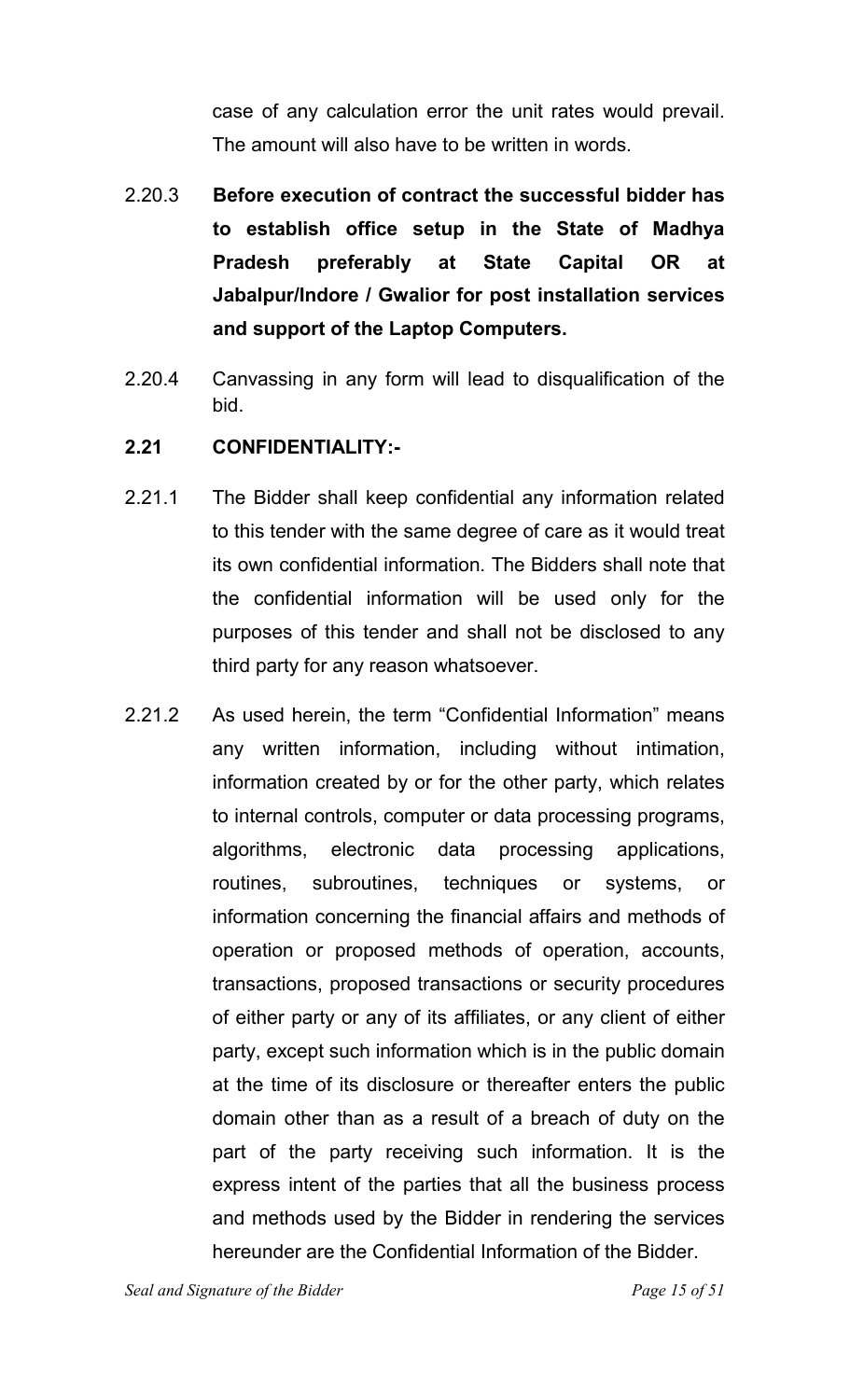case of any calculation error the unit rates would prevail. The amount will also have to be written in words.

2.20.3 **Before execution of contract the successful bidder has to establish office setup in the State of Madhya Pradesh preferably at State Capital OR at Jabalpur/Indore / Gwalior for post installation services and support of the Laptop Computers.**

2.20.4 Canvassing in any form will lead to disqualification of the bid.

**2.21 CONFIDENTIALITY:-**

2.21.1 The Bidder shall keep confidential any information related to this tender with the same degree of care as it would treat its own confidential information. The Bidders shall note that the confidential information will be used only for the purposes of this tender and shall not be disclosed to any third party for any reason whatsoever.

2.21.2 As used herein, the term "Confidential Information" means any written information, including without intimation, information created by or for the other party, which relates to internal controls, computer or data processing programs, algorithms, electronic data processing applications, routines, subroutines, techniques or systems, or information concerning the financial affairs and methods of operation or proposed methods of operation, accounts, transactions, proposed transactions or security procedures of either party or any of its affiliates, or any client of either party, except such information which is in the public domain at the time of its disclosure or thereafter enters the public domain other than as a result of a breach of duty on the part of the party receiving such information. It is the express intent of the parties that all the business process and methods used by the Bidder in rendering the services hereunder are the Confidential Information of the Bidder.

*Seal and Signature of the Bidder*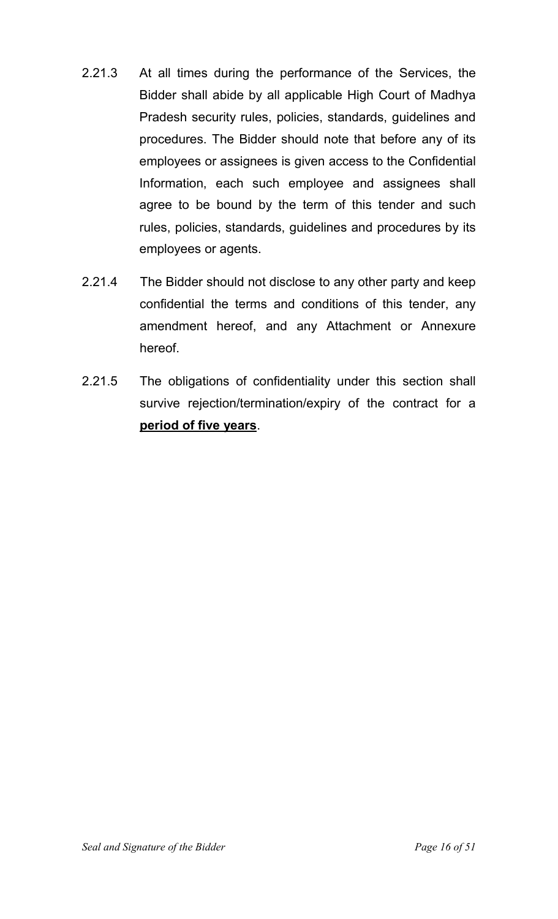2.21.3 At all times during the performance of the Services, the Bidder shall abide by all applicable High Court of Madhya Pradesh security rules, policies, standards, guidelines and procedures. The Bidder should note that before any of its employees or assignees is given access to the Confidential Information, each such employee and assignees shall agree to be bound by the term of this tender and such rules, policies, standards, guidelines and procedures by its employees or agents.

2.21.4 The Bidder should not disclose to any other party and keep confidential the terms and conditions of this tender, any amendment hereof, and any Attachment or Annexure hereof.

2.21.5 The obligations of confidentiality under this section shall survive rejection/termination/expiry of the contract for a **period of five years**.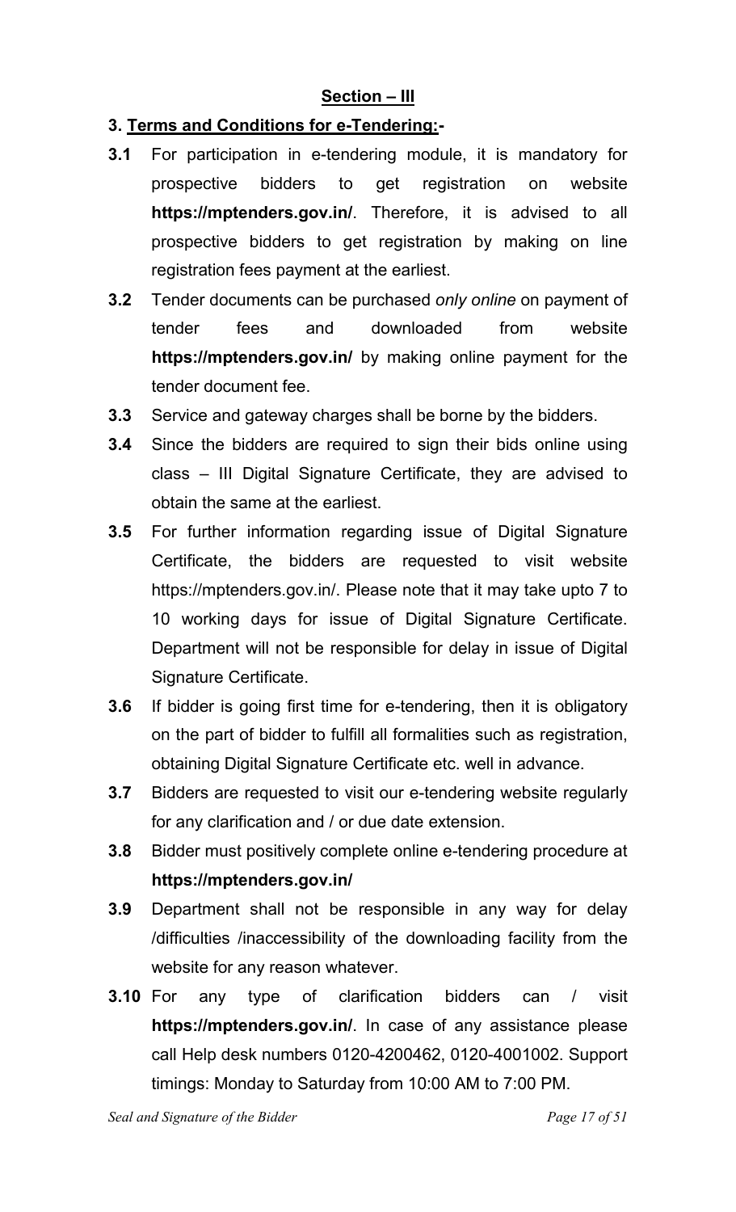## Section – III

### 3. Terms and Conditions for e-Tendering:-

**3.1** For participation in e-tendering module, it is mandatory for prospective bidders to get registration on website **https://mptenders.gov.in/**. Therefore, it is advised to all prospective bidders to get registration by making on line registration fees payment at the earliest.

**3.2** Tender documents can be purchased *only online* on payment of tender fees and downloaded from website **https://mptenders.gov.in/** by making online payment for the tender document fee.

**3.3** Service and gateway charges shall be borne by the bidders.

**3.4** Since the bidders are required to sign their bids online using class – III Digital Signature Certificate, they are advised to obtain the same at the earliest.

**3.5** For further information regarding issue of Digital Signature Certificate, the bidders are requested to visit website https://mptenders.gov.in/. Please note that it may take upto 7 to 10 working days for issue of Digital Signature Certificate. Department will not be responsible for delay in issue of Digital Signature Certificate.

**3.6** If bidder is going first time for e-tendering, then it is obligatory on the part of bidder to fulfill all formalities such as registration, obtaining Digital Signature Certificate etc. well in advance.

**3.7** Bidders are requested to visit our e-tendering website regularly for any clarification and / or due date extension.

**3.8** Bidder must positively complete online e-tendering procedure at **https://mptenders.gov.in/**

**3.9** Department shall not be responsible in any way for delay /difficulties /inaccessibility of the downloading facility from the website for any reason whatever.

**3.10** For any type of clarification bidders can / visit **https://mptenders.gov.in/**. In case of any assistance please call Help desk numbers 0120-4200462, 0120-4001002. Support timings: Monday to Saturday from 10:00 AM to 7:00 PM.

*Seal and Signature of the Bidder*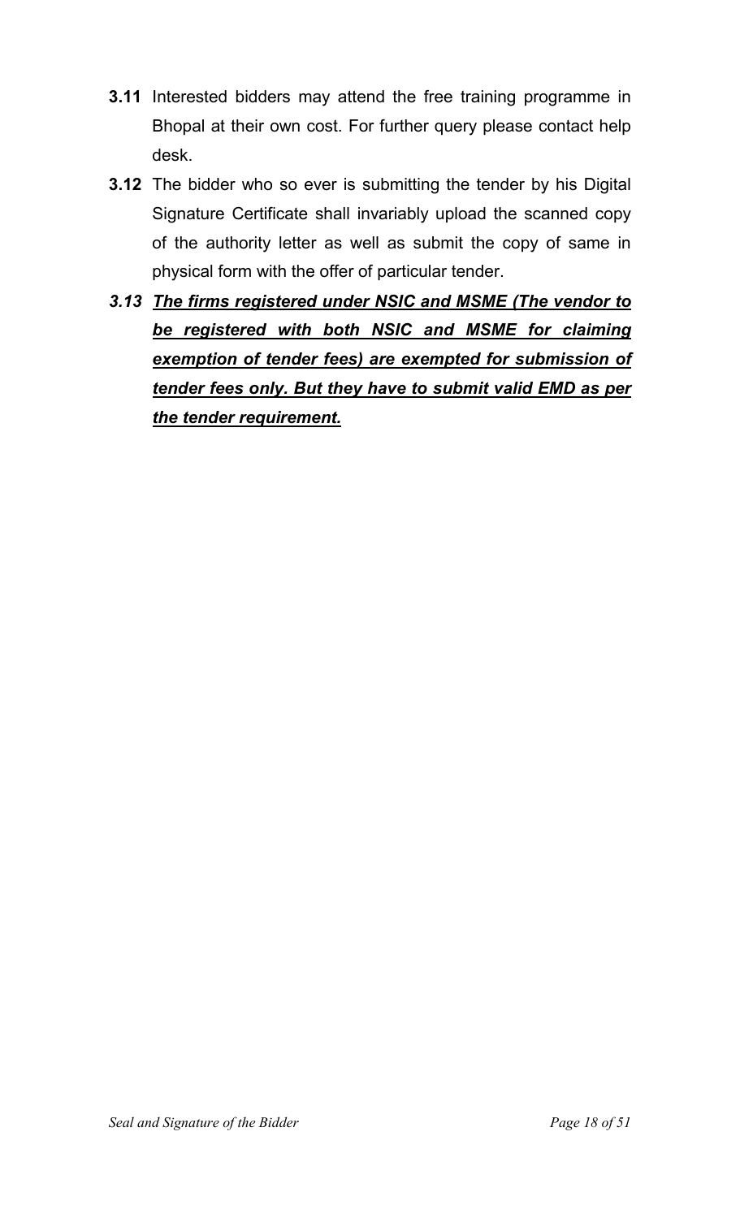**3.11** Interested bidders may attend the free training programme in Bhopal at their own cost. For further query please contact help desk.

**3.12** The bidder who so ever is submitting the tender by his Digital Signature Certificate shall invariably upload the scanned copy of the authority letter as well as submit the copy of same in physical form with the offer of particular tender.

***3.13*** ***<u>The firms registered under NSIC and MSME (The vendor to be registered with both NSIC and MSME for claiming exemption of tender fees) are exempted for submission of tender fees only. But they have to submit valid EMD as per the tender requirement.</u>***

*Seal and Signature of the Bidder*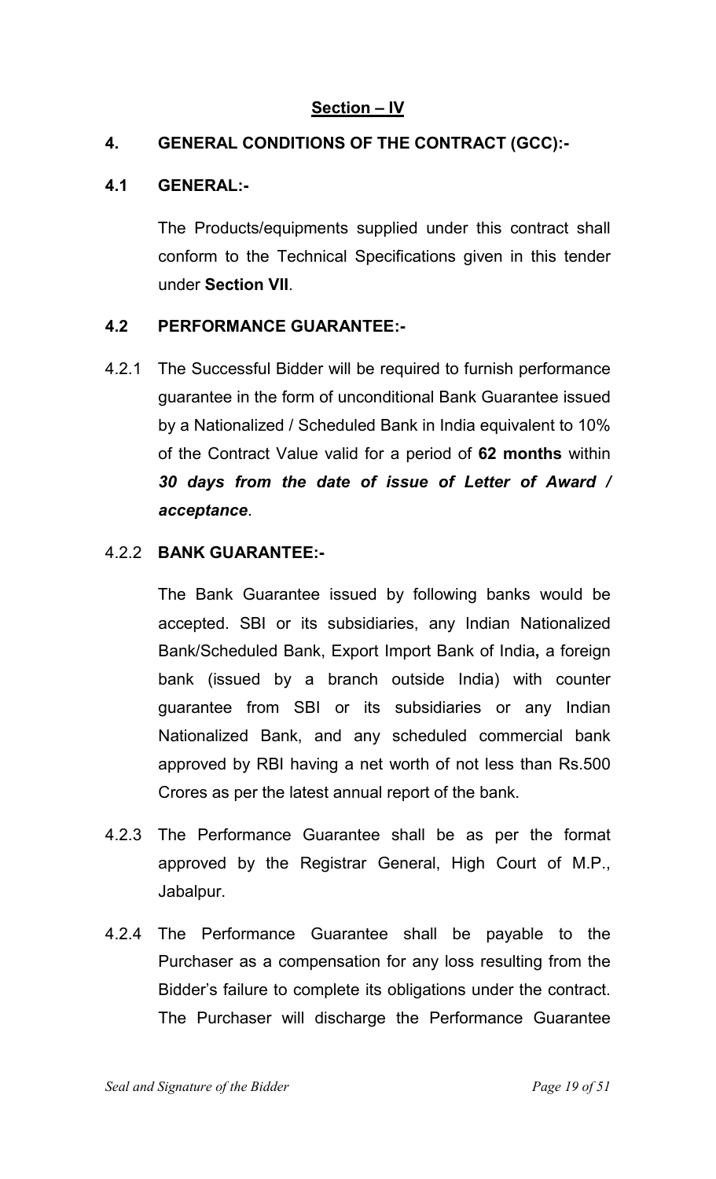## Section – IV

### 4. GENERAL CONDITIONS OF THE CONTRACT (GCC):-

### 4.1 GENERAL:-

The Products/equipments supplied under this contract shall conform to the Technical Specifications given in this tender under **Section VII**.

### 4.2 PERFORMANCE GUARANTEE:-

4.2.1 The Successful Bidder will be required to furnish performance guarantee in the form of unconditional Bank Guarantee issued by a Nationalized / Scheduled Bank in India equivalent to 10% of the Contract Value valid for a period of **62 months** within ***30 days from the date of issue of Letter of Award / acceptance***.

4.2.2 **BANK GUARANTEE:-**

The Bank Guarantee issued by following banks would be accepted. SBI or its subsidiaries, any Indian Nationalized Bank/Scheduled Bank, Export Import Bank of India**,** a foreign bank (issued by a branch outside India) with counter guarantee from SBI or its subsidiaries or any Indian Nationalized Bank, and any scheduled commercial bank approved by RBI having a net worth of not less than Rs.500 Crores as per the latest annual report of the bank.

4.2.3 The Performance Guarantee shall be as per the format approved by the Registrar General, High Court of M.P., Jabalpur.

4.2.4 The Performance Guarantee shall be payable to the Purchaser as a compensation for any loss resulting from the Bidder's failure to complete its obligations under the contract. The Purchaser will discharge the Performance Guarantee

*Seal and Signature of the Bidder*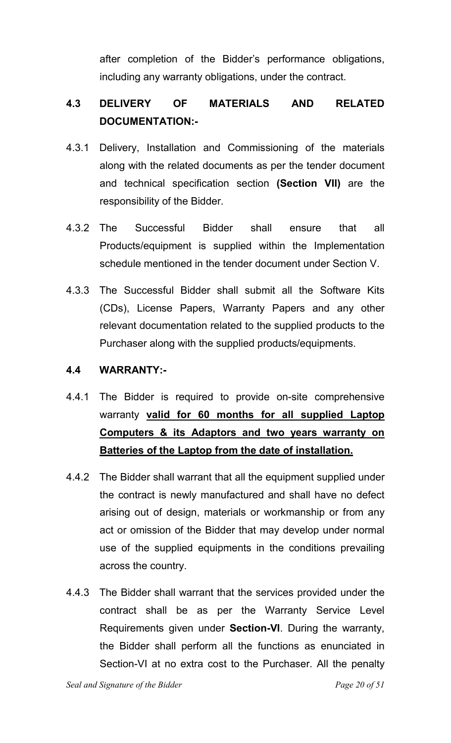after completion of the Bidder's performance obligations, including any warranty obligations, under the contract.

## 4.3 DELIVERY OF MATERIALS AND RELATED DOCUMENTATION:-

4.3.1 Delivery, Installation and Commissioning of the materials along with the related documents as per the tender document and technical specification section **(Section VII)** are the responsibility of the Bidder.

4.3.2 The Successful Bidder shall ensure that all Products/equipment is supplied within the Implementation schedule mentioned in the tender document under Section V.

4.3.3 The Successful Bidder shall submit all the Software Kits (CDs), License Papers, Warranty Papers and any other relevant documentation related to the supplied products to the Purchaser along with the supplied products/equipments.

## 4.4 WARRANTY:-

4.4.1 The Bidder is required to provide on-site comprehensive warranty **valid for 60 months for all supplied Laptop Computers & its Adaptors and two years warranty on Batteries of the Laptop from the date of installation.**

4.4.2 The Bidder shall warrant that all the equipment supplied under the contract is newly manufactured and shall have no defect arising out of design, materials or workmanship or from any act or omission of the Bidder that may develop under normal use of the supplied equipments in the conditions prevailing across the country.

4.4.3 The Bidder shall warrant that the services provided under the contract shall be as per the Warranty Service Level Requirements given under **Section-VI**. During the warranty, the Bidder shall perform all the functions as enunciated in Section-VI at no extra cost to the Purchaser. All the penalty

*Seal and Signature of the Bidder*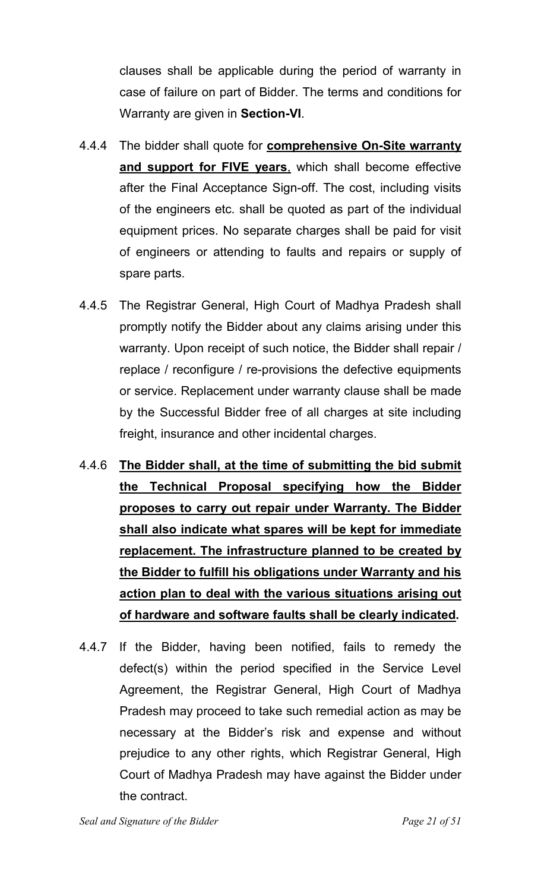clauses shall be applicable during the period of warranty in case of failure on part of Bidder. The terms and conditions for Warranty are given in **Section-VI**.

4.4.4 The bidder shall quote for **comprehensive On-Site warranty and support for FIVE years**, which shall become effective after the Final Acceptance Sign-off. The cost, including visits of the engineers etc. shall be quoted as part of the individual equipment prices. No separate charges shall be paid for visit of engineers or attending to faults and repairs or supply of spare parts.

4.4.5 The Registrar General, High Court of Madhya Pradesh shall promptly notify the Bidder about any claims arising under this warranty. Upon receipt of such notice, the Bidder shall repair / replace / reconfigure / re-provisions the defective equipments or service. Replacement under warranty clause shall be made by the Successful Bidder free of all charges at site including freight, insurance and other incidental charges.

4.4.6 **The Bidder shall, at the time of submitting the bid submit the Technical Proposal specifying how the Bidder proposes to carry out repair under Warranty. The Bidder shall also indicate what spares will be kept for immediate replacement. The infrastructure planned to be created by the Bidder to fulfill his obligations under Warranty and his action plan to deal with the various situations arising out of hardware and software faults shall be clearly indicated.**

4.4.7 If the Bidder, having been notified, fails to remedy the defect(s) within the period specified in the Service Level Agreement, the Registrar General, High Court of Madhya Pradesh may proceed to take such remedial action as may be necessary at the Bidder's risk and expense and without prejudice to any other rights, which Registrar General, High Court of Madhya Pradesh may have against the Bidder under the contract.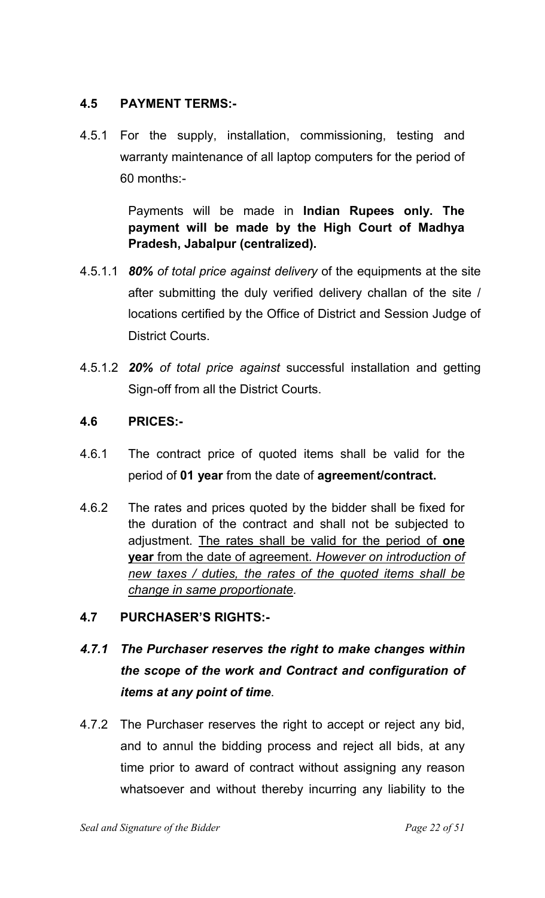### **4.5 PAYMENT TERMS:-**

4.5.1 For the supply, installation, commissioning, testing and warranty maintenance of all laptop computers for the period of 60 months:-

Payments will be made in **Indian Rupees only. The payment will be made by the High Court of Madhya Pradesh, Jabalpur (centralized).**

4.5.1.1 ***80%*** *of total price against delivery* of the equipments at the site after submitting the duly verified delivery challan of the site / locations certified by the Office of District and Session Judge of District Courts.

4.5.1.2 ***20%*** *of total price against* successful installation and getting Sign-off from all the District Courts.

### **4.6 PRICES:-**

4.6.1 The contract price of quoted items shall be valid for the period of **01 year** from the date of **agreement/contract.**

4.6.2 The rates and prices quoted by the bidder shall be fixed for the duration of the contract and shall not be subjected to adjustment. <u>The rates shall be valid for the period of **one year** from the date of agreement.</u> <u>*However on introduction of new taxes / duties, the rates of the quoted items shall be change in same proportionate.*</u>

### **4.7 PURCHASER'S RIGHTS:-**

***4.7.1 The Purchaser reserves the right to make changes within the scope of the work and Contract and configuration of items at any point of time*.**

4.7.2 The Purchaser reserves the right to accept or reject any bid, and to annul the bidding process and reject all bids, at any time prior to award of contract without assigning any reason whatsoever and without thereby incurring any liability to the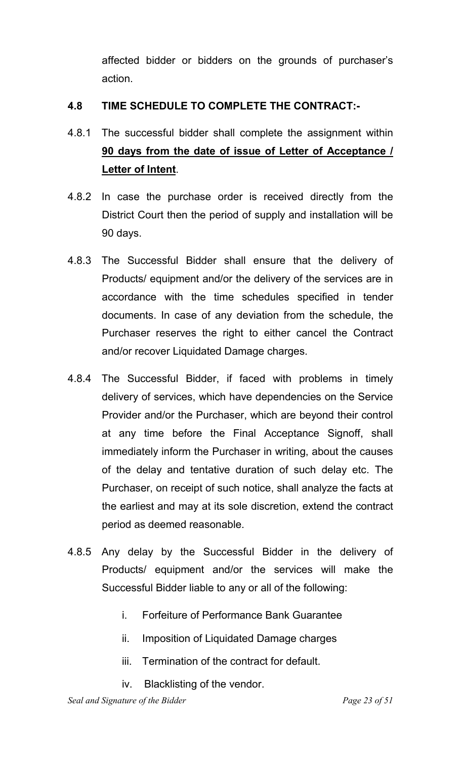affected bidder or bidders on the grounds of purchaser's action.

**4.8 TIME SCHEDULE TO COMPLETE THE CONTRACT:-**

4.8.1 The successful bidder shall complete the assignment within **<u>90 days from the date of issue of Letter of Acceptance / Letter of Intent</u>**.

4.8.2 In case the purchase order is received directly from the District Court then the period of supply and installation will be 90 days.

4.8.3 The Successful Bidder shall ensure that the delivery of Products/ equipment and/or the delivery of the services are in accordance with the time schedules specified in tender documents. In case of any deviation from the schedule, the Purchaser reserves the right to either cancel the Contract and/or recover Liquidated Damage charges.

4.8.4 The Successful Bidder, if faced with problems in timely delivery of services, which have dependencies on the Service Provider and/or the Purchaser, which are beyond their control at any time before the Final Acceptance Signoff, shall immediately inform the Purchaser in writing, about the causes of the delay and tentative duration of such delay etc. The Purchaser, on receipt of such notice, shall analyze the facts at the earliest and may at its sole discretion, extend the contract period as deemed reasonable.

4.8.5 Any delay by the Successful Bidder in the delivery of Products/ equipment and/or the services will make the Successful Bidder liable to any or all of the following:

i. Forfeiture of Performance Bank Guarantee

ii. Imposition of Liquidated Damage charges

iii. Termination of the contract for default.

iv. Blacklisting of the vendor.

*Seal and Signature of the Bidder*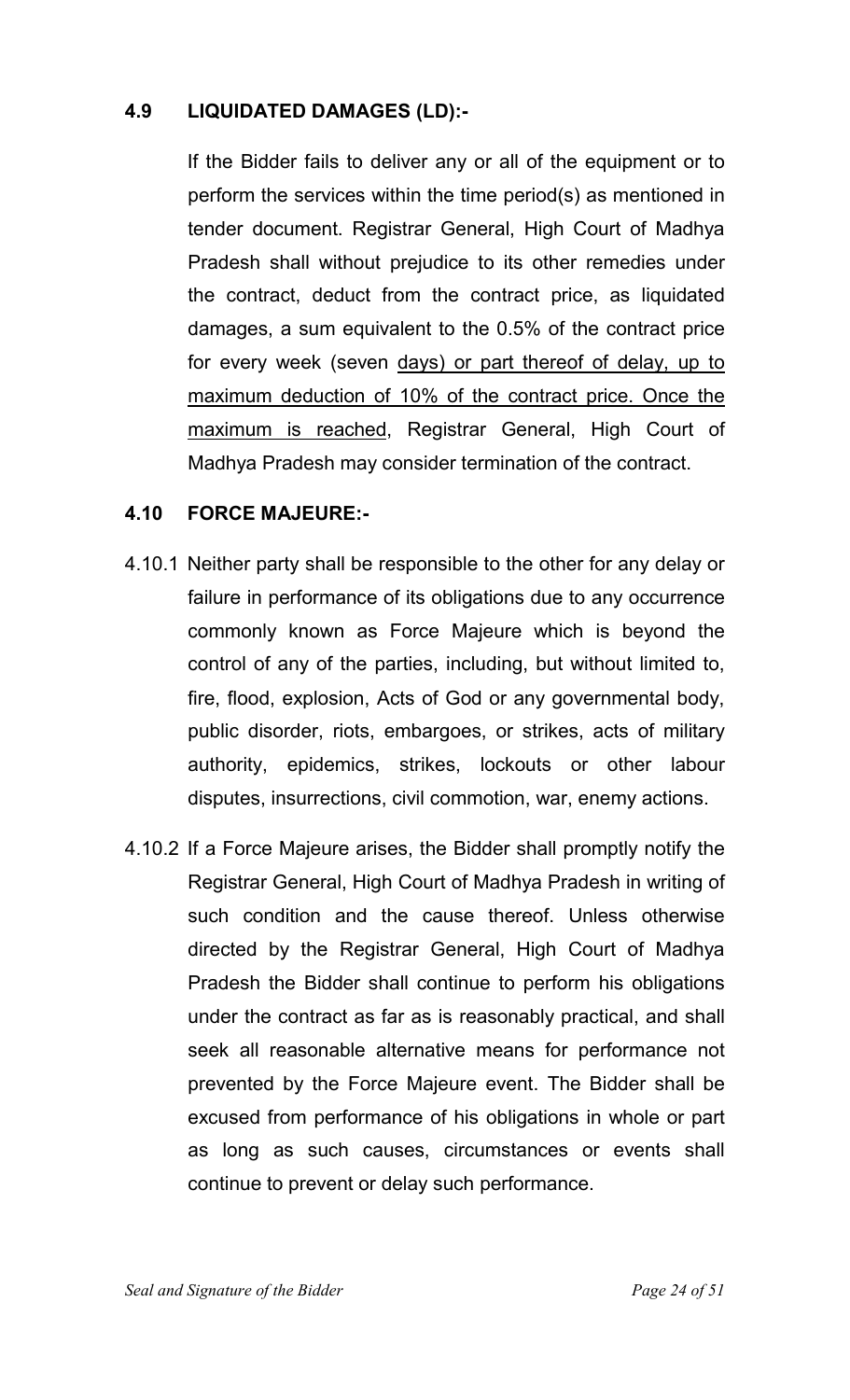### 4.9 LIQUIDATED DAMAGES (LD):-

If the Bidder fails to deliver any or all of the equipment or to perform the services within the time period(s) as mentioned in tender document. Registrar General, High Court of Madhya Pradesh shall without prejudice to its other remedies under the contract, deduct from the contract price, as liquidated damages, a sum equivalent to the 0.5% of the contract price for every week (seven days) or part thereof of delay, up to maximum deduction of 10% of the contract price. Once the maximum is reached, Registrar General, High Court of Madhya Pradesh may consider termination of the contract.

### 4.10 FORCE MAJEURE:-

4.10.1 Neither party shall be responsible to the other for any delay or failure in performance of its obligations due to any occurrence commonly known as Force Majeure which is beyond the control of any of the parties, including, but without limited to, fire, flood, explosion, Acts of God or any governmental body, public disorder, riots, embargoes, or strikes, acts of military authority, epidemics, strikes, lockouts or other labour disputes, insurrections, civil commotion, war, enemy actions.

4.10.2 If a Force Majeure arises, the Bidder shall promptly notify the Registrar General, High Court of Madhya Pradesh in writing of such condition and the cause thereof. Unless otherwise directed by the Registrar General, High Court of Madhya Pradesh the Bidder shall continue to perform his obligations under the contract as far as is reasonably practical, and shall seek all reasonable alternative means for performance not prevented by the Force Majeure event. The Bidder shall be excused from performance of his obligations in whole or part as long as such causes, circumstances or events shall continue to prevent or delay such performance.

*Seal and Signature of the Bidder*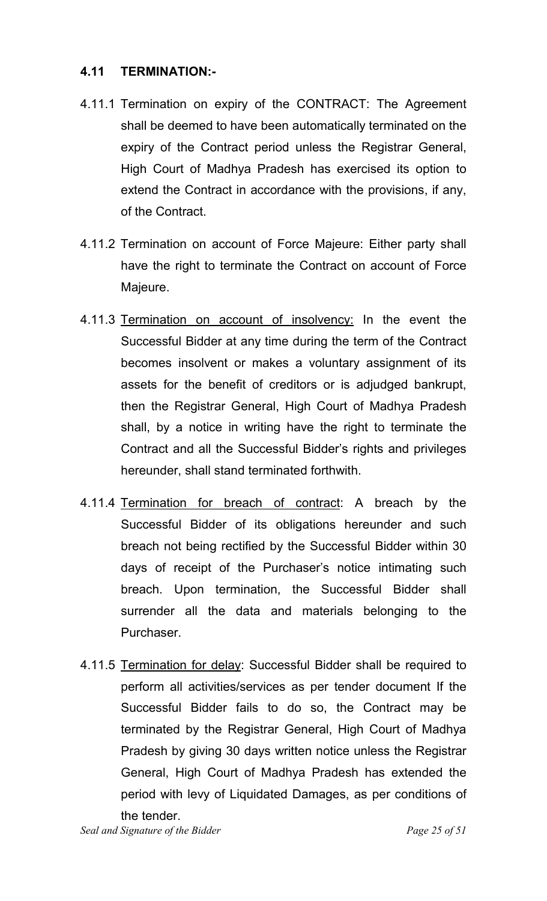### 4.11 TERMINATION:-

4.11.1 Termination on expiry of the CONTRACT: The Agreement shall be deemed to have been automatically terminated on the expiry of the Contract period unless the Registrar General, High Court of Madhya Pradesh has exercised its option to extend the Contract in accordance with the provisions, if any, of the Contract.

4.11.2 Termination on account of Force Majeure: Either party shall have the right to terminate the Contract on account of Force Majeure.

4.11.3 Termination on account of insolvency: In the event the Successful Bidder at any time during the term of the Contract becomes insolvent or makes a voluntary assignment of its assets for the benefit of creditors or is adjudged bankrupt, then the Registrar General, High Court of Madhya Pradesh shall, by a notice in writing have the right to terminate the Contract and all the Successful Bidder's rights and privileges hereunder, shall stand terminated forthwith.

4.11.4 Termination for breach of contract: A breach by the Successful Bidder of its obligations hereunder and such breach not being rectified by the Successful Bidder within 30 days of receipt of the Purchaser's notice intimating such breach. Upon termination, the Successful Bidder shall surrender all the data and materials belonging to the Purchaser.

4.11.5 Termination for delay: Successful Bidder shall be required to perform all activities/services as per tender document If the Successful Bidder fails to do so, the Contract may be terminated by the Registrar General, High Court of Madhya Pradesh by giving 30 days written notice unless the Registrar General, High Court of Madhya Pradesh has extended the period with levy of Liquidated Damages, as per conditions of the tender.

*Seal and Signature of the Bidder*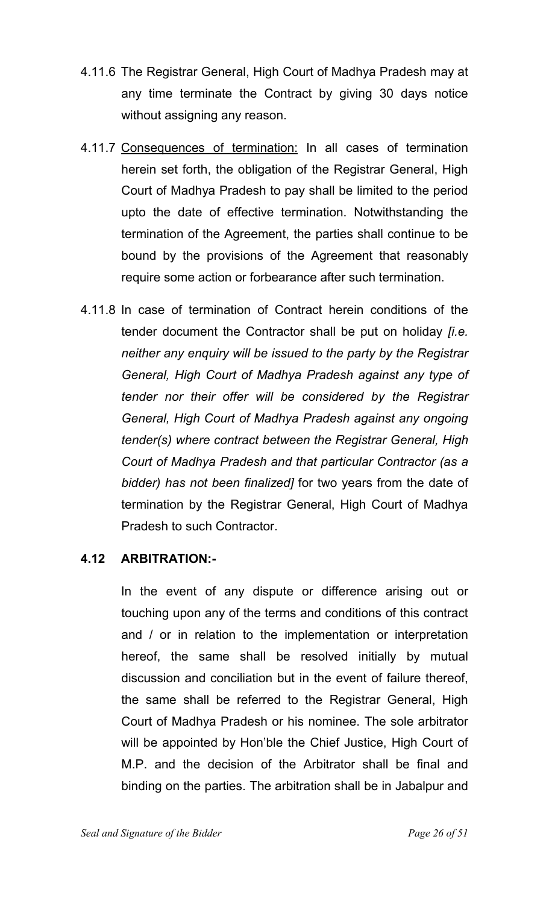4.11.6 The Registrar General, High Court of Madhya Pradesh may at any time terminate the Contract by giving 30 days notice without assigning any reason.

4.11.7 Consequences of termination: In all cases of termination herein set forth, the obligation of the Registrar General, High Court of Madhya Pradesh to pay shall be limited to the period upto the date of effective termination. Notwithstanding the termination of the Agreement, the parties shall continue to be bound by the provisions of the Agreement that reasonably require some action or forbearance after such termination.

4.11.8 In case of termination of Contract herein conditions of the tender document the Contractor shall be put on holiday *[i.e. neither any enquiry will be issued to the party by the Registrar General, High Court of Madhya Pradesh against any type of tender nor their offer will be considered by the Registrar General, High Court of Madhya Pradesh against any ongoing tender(s) where contract between the Registrar General, High Court of Madhya Pradesh and that particular Contractor (as a bidder) has not been finalized]* for two years from the date of termination by the Registrar General, High Court of Madhya Pradesh to such Contractor.

**4.12 ARBITRATION:-**

In the event of any dispute or difference arising out or touching upon any of the terms and conditions of this contract and / or in relation to the implementation or interpretation hereof, the same shall be resolved initially by mutual discussion and conciliation but in the event of failure thereof, the same shall be referred to the Registrar General, High Court of Madhya Pradesh or his nominee. The sole arbitrator will be appointed by Hon'ble the Chief Justice, High Court of M.P. and the decision of the Arbitrator shall be final and binding on the parties. The arbitration shall be in Jabalpur and

*Seal and Signature of the Bidder*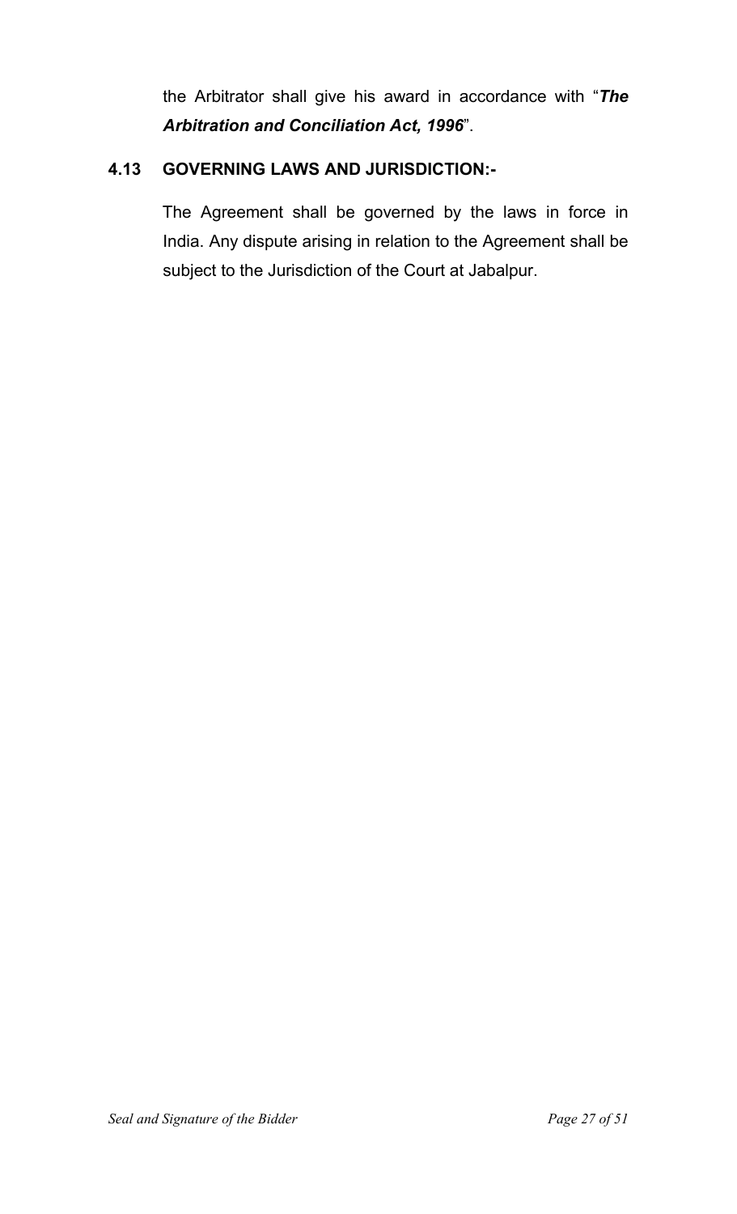the Arbitrator shall give his award in accordance with "***The Arbitration and Conciliation Act, 1996***".

### 4.13 GOVERNING LAWS AND JURISDICTION:-

The Agreement shall be governed by the laws in force in India. Any dispute arising in relation to the Agreement shall be subject to the Jurisdiction of the Court at Jabalpur.

*Seal and Signature of the Bidder*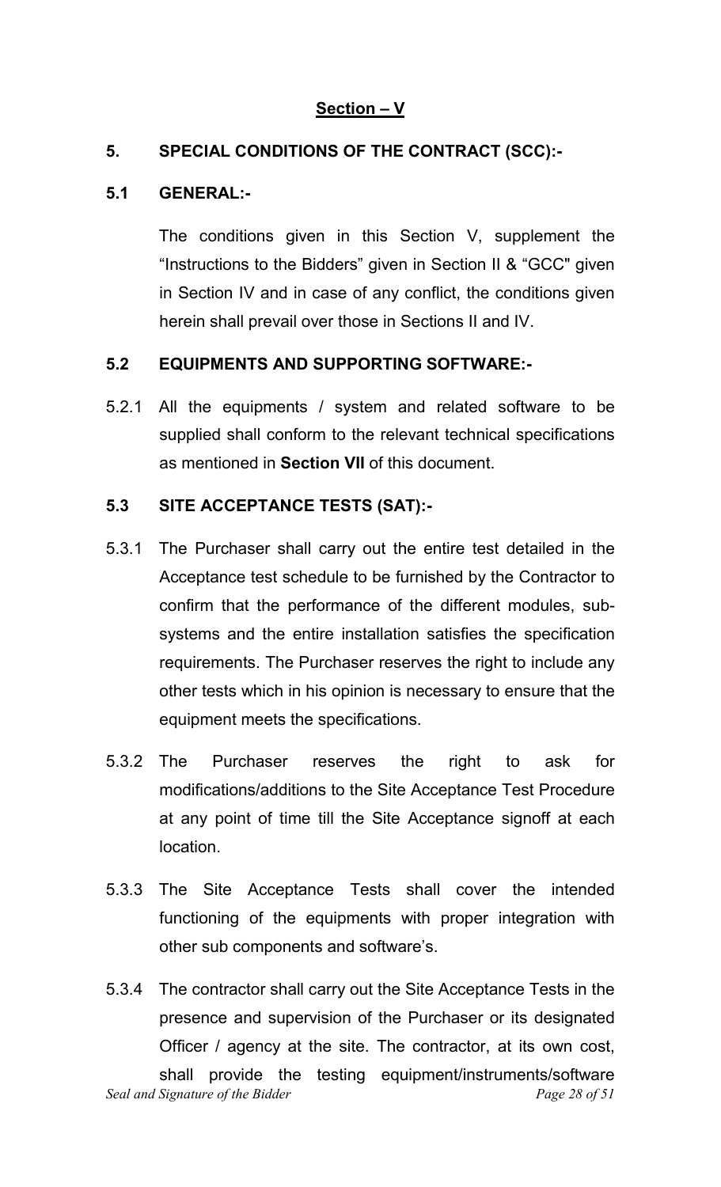## Section – V

## 5. SPECIAL CONDITIONS OF THE CONTRACT (SCC):-

### 5.1 GENERAL:-

The conditions given in this Section V, supplement the "Instructions to the Bidders" given in Section II & "GCC" given in Section IV and in case of any conflict, the conditions given herein shall prevail over those in Sections II and IV.

### 5.2 EQUIPMENTS AND SUPPORTING SOFTWARE:-

5.2.1 All the equipments / system and related software to be supplied shall conform to the relevant technical specifications as mentioned in **Section VII** of this document.

### 5.3 SITE ACCEPTANCE TESTS (SAT):-

5.3.1 The Purchaser shall carry out the entire test detailed in the Acceptance test schedule to be furnished by the Contractor to confirm that the performance of the different modules, sub-systems and the entire installation satisfies the specification requirements. The Purchaser reserves the right to include any other tests which in his opinion is necessary to ensure that the equipment meets the specifications.

5.3.2 The Purchaser reserves the right to ask for modifications/additions to the Site Acceptance Test Procedure at any point of time till the Site Acceptance signoff at each location.

5.3.3 The Site Acceptance Tests shall cover the intended functioning of the equipments with proper integration with other sub components and software's.

5.3.4 The contractor shall carry out the Site Acceptance Tests in the presence and supervision of the Purchaser or its designated Officer / agency at the site. The contractor, at its own cost, shall provide the testing equipment/instruments/software

*Seal and Signature of the Bidder*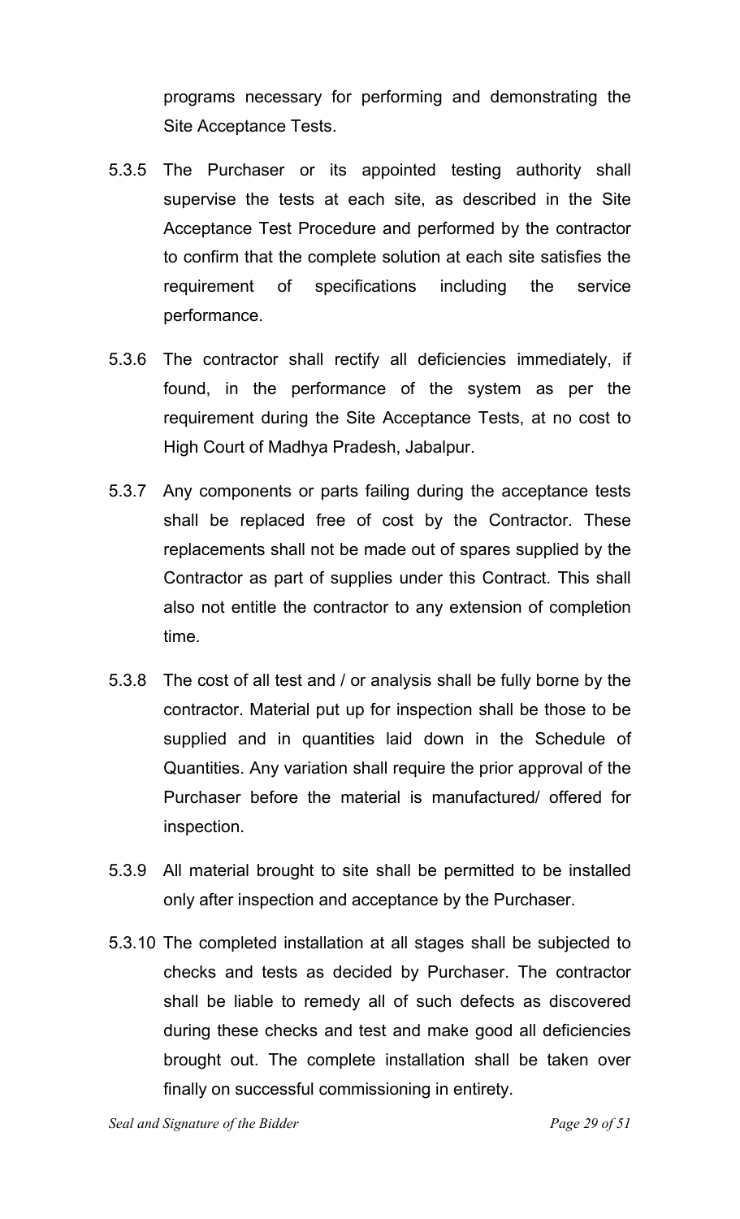programs necessary for performing and demonstrating the Site Acceptance Tests.

5.3.5 The Purchaser or its appointed testing authority shall supervise the tests at each site, as described in the Site Acceptance Test Procedure and performed by the contractor to confirm that the complete solution at each site satisfies the requirement of specifications including the service performance.

5.3.6 The contractor shall rectify all deficiencies immediately, if found, in the performance of the system as per the requirement during the Site Acceptance Tests, at no cost to High Court of Madhya Pradesh, Jabalpur.

5.3.7 Any components or parts failing during the acceptance tests shall be replaced free of cost by the Contractor. These replacements shall not be made out of spares supplied by the Contractor as part of supplies under this Contract. This shall also not entitle the contractor to any extension of completion time.

5.3.8 The cost of all test and / or analysis shall be fully borne by the contractor. Material put up for inspection shall be those to be supplied and in quantities laid down in the Schedule of Quantities. Any variation shall require the prior approval of the Purchaser before the material is manufactured/ offered for inspection.

5.3.9 All material brought to site shall be permitted to be installed only after inspection and acceptance by the Purchaser.

5.3.10 The completed installation at all stages shall be subjected to checks and tests as decided by Purchaser. The contractor shall be liable to remedy all of such defects as discovered during these checks and test and make good all deficiencies brought out. The complete installation shall be taken over finally on successful commissioning in entirety.

*Seal and Signature of the Bidder*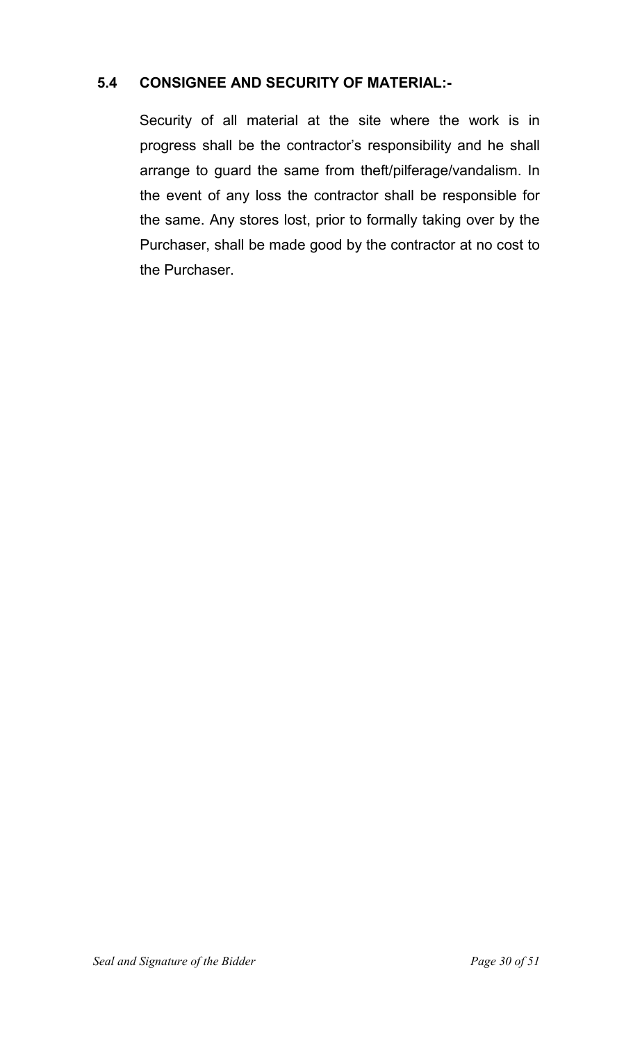### 5.4 CONSIGNEE AND SECURITY OF MATERIAL:-

Security of all material at the site where the work is in progress shall be the contractor's responsibility and he shall arrange to guard the same from theft/pilferage/vandalism. In the event of any loss the contractor shall be responsible for the same. Any stores lost, prior to formally taking over by the Purchaser, shall be made good by the contractor at no cost to the Purchaser.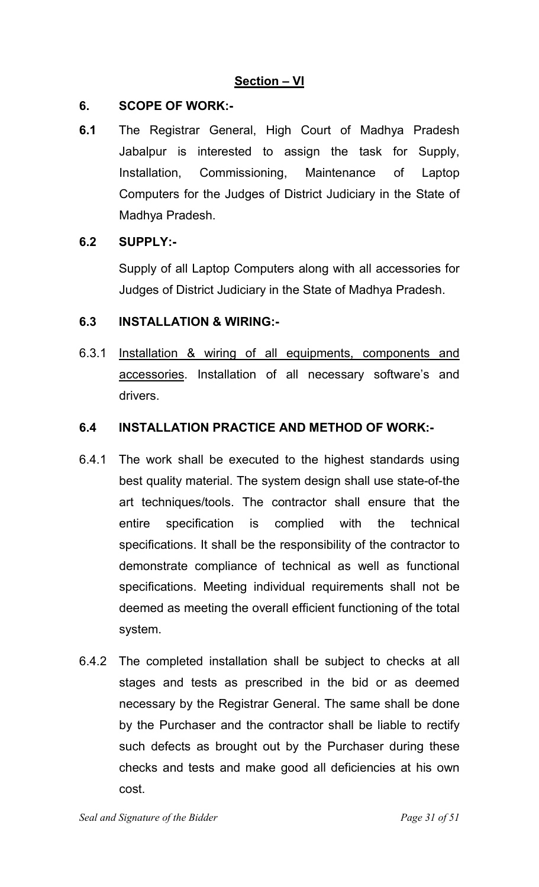## Section – VI

### 6. SCOPE OF WORK:-

**6.1** The Registrar General, High Court of Madhya Pradesh Jabalpur is interested to assign the task for Supply, Installation, Commissioning, Maintenance of Laptop Computers for the Judges of District Judiciary in the State of Madhya Pradesh.

### 6.2 SUPPLY:-

Supply of all Laptop Computers along with all accessories for Judges of District Judiciary in the State of Madhya Pradesh.

### 6.3 INSTALLATION & WIRING:-

6.3.1 <u>Installation & wiring of all equipments, components and accessories</u>. Installation of all necessary software's and drivers.

### 6.4 INSTALLATION PRACTICE AND METHOD OF WORK:-

6.4.1 The work shall be executed to the highest standards using best quality material. The system design shall use state-of-the art techniques/tools. The contractor shall ensure that the entire specification is complied with the technical specifications. It shall be the responsibility of the contractor to demonstrate compliance of technical as well as functional specifications. Meeting individual requirements shall not be deemed as meeting the overall efficient functioning of the total system.

6.4.2 The completed installation shall be subject to checks at all stages and tests as prescribed in the bid or as deemed necessary by the Registrar General. The same shall be done by the Purchaser and the contractor shall be liable to rectify such defects as brought out by the Purchaser during these checks and tests and make good all deficiencies at his own cost.

*Seal and Signature of the Bidder*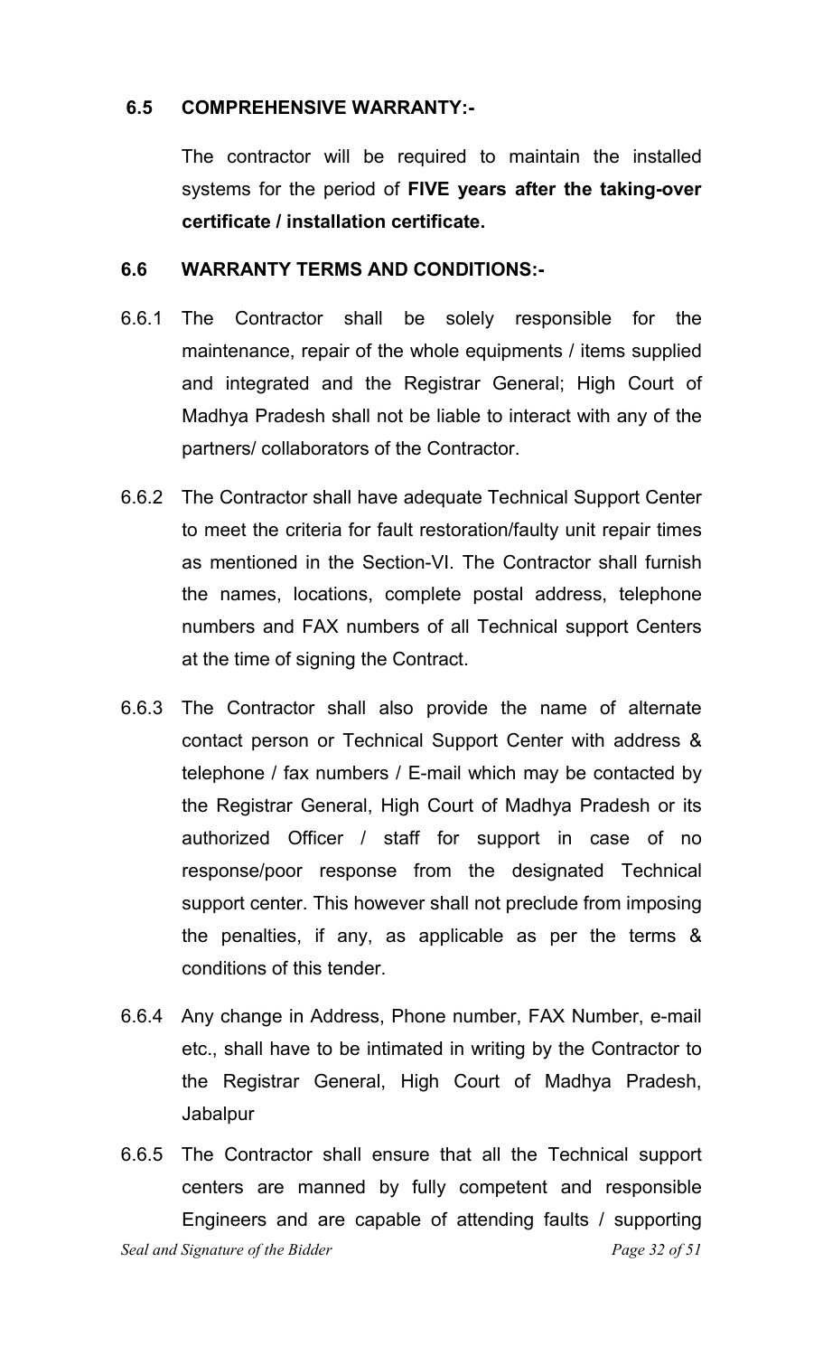### 6.5 COMPREHENSIVE WARRANTY:-

The contractor will be required to maintain the installed systems for the period of **FIVE years after the taking-over certificate / installation certificate.**

### 6.6 WARRANTY TERMS AND CONDITIONS:-

6.6.1 The Contractor shall be solely responsible for the maintenance, repair of the whole equipments / items supplied and integrated and the Registrar General; High Court of Madhya Pradesh shall not be liable to interact with any of the partners/ collaborators of the Contractor.

6.6.2 The Contractor shall have adequate Technical Support Center to meet the criteria for fault restoration/faulty unit repair times as mentioned in the Section-VI. The Contractor shall furnish the names, locations, complete postal address, telephone numbers and FAX numbers of all Technical support Centers at the time of signing the Contract.

6.6.3 The Contractor shall also provide the name of alternate contact person or Technical Support Center with address & telephone / fax numbers / E-mail which may be contacted by the Registrar General, High Court of Madhya Pradesh or its authorized Officer / staff for support in case of no response/poor response from the designated Technical support center. This however shall not preclude from imposing the penalties, if any, as applicable as per the terms & conditions of this tender.

6.6.4 Any change in Address, Phone number, FAX Number, e-mail etc., shall have to be intimated in writing by the Contractor to the Registrar General, High Court of Madhya Pradesh, Jabalpur

6.6.5 The Contractor shall ensure that all the Technical support centers are manned by fully competent and responsible Engineers and are capable of attending faults / supporting

*Seal and Signature of the Bidder*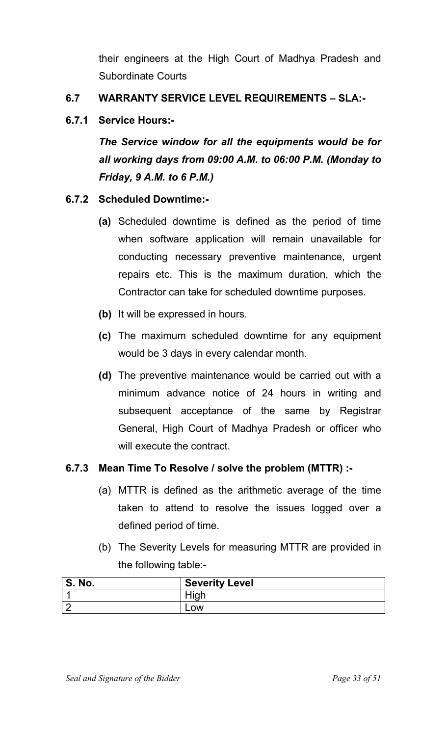their engineers at the High Court of Madhya Pradesh and Subordinate Courts

### 6.7 WARRANTY SERVICE LEVEL REQUIREMENTS – SLA:-

#### 6.7.1 Service Hours:-

***The Service window for all the equipments would be for all working days from 09:00 A.M. to 06:00 P.M. (Monday to Friday, 9 A.M. to 6 P.M.)***

#### 6.7.2 Scheduled Downtime:-

**(a)** Scheduled downtime is defined as the period of time when software application will remain unavailable for conducting necessary preventive maintenance, urgent repairs etc. This is the maximum duration, which the Contractor can take for scheduled downtime purposes.

**(b)** It will be expressed in hours.

**(c)** The maximum scheduled downtime for any equipment would be 3 days in every calendar month.

**(d)** The preventive maintenance would be carried out with a minimum advance notice of 24 hours in writing and subsequent acceptance of the same by Registrar General, High Court of Madhya Pradesh or officer who will execute the contract.

#### 6.7.3 Mean Time To Resolve / solve the problem (MTTR) :-

(a) MTTR is defined as the arithmetic average of the time taken to attend to resolve the issues logged over a defined period of time.

(b) The Severity Levels for measuring MTTR are provided in the following table:-

| S. No. | Severity Level |
|---|---|
| 1 | High |
| 2 | Low |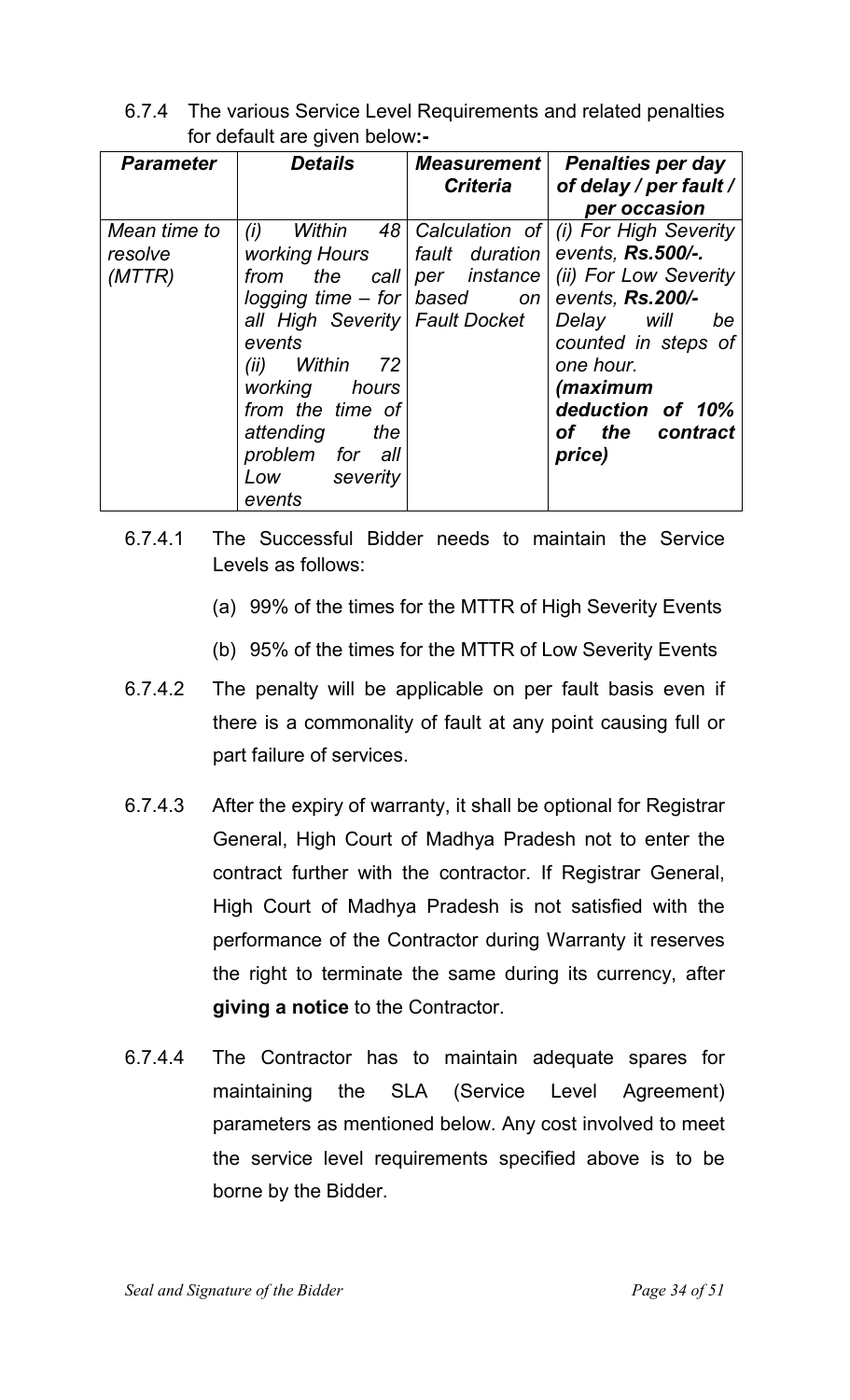6.7.4 The various Service Level Requirements and related penalties for default are given below**:-**

| ***Parameter*** | ***Details*** | ***Measurement Criteria*** | ***Penalties per day of delay / per fault / per occasion*** |
|---|---|---|---|
| *Mean time to resolve (MTTR)* | *(i) Within 48 working Hours from the call logging time – for all High Severity events (ii) Within 72 working hours from the time of attending the problem for all Low severity events* | *Calculation of fault duration per instance based on Fault Docket* | *(i) For High Severity events, **Rs.500/-.** (ii) For Low Severity events, **Rs.200/-** Delay will be counted in steps of one hour. **(maximum deduction of 10% of the contract price)*** |

6.7.4.1 The Successful Bidder needs to maintain the Service Levels as follows:

(a) 99% of the times for the MTTR of High Severity Events

(b) 95% of the times for the MTTR of Low Severity Events

6.7.4.2 The penalty will be applicable on per fault basis even if there is a commonality of fault at any point causing full or part failure of services.

6.7.4.3 After the expiry of warranty, it shall be optional for Registrar General, High Court of Madhya Pradesh not to enter the contract further with the contractor. If Registrar General, High Court of Madhya Pradesh is not satisfied with the performance of the Contractor during Warranty it reserves the right to terminate the same during its currency, after **giving a notice** to the Contractor.

6.7.4.4 The Contractor has to maintain adequate spares for maintaining the SLA (Service Level Agreement) parameters as mentioned below. Any cost involved to meet the service level requirements specified above is to be borne by the Bidder.

*Seal and Signature of the Bidder*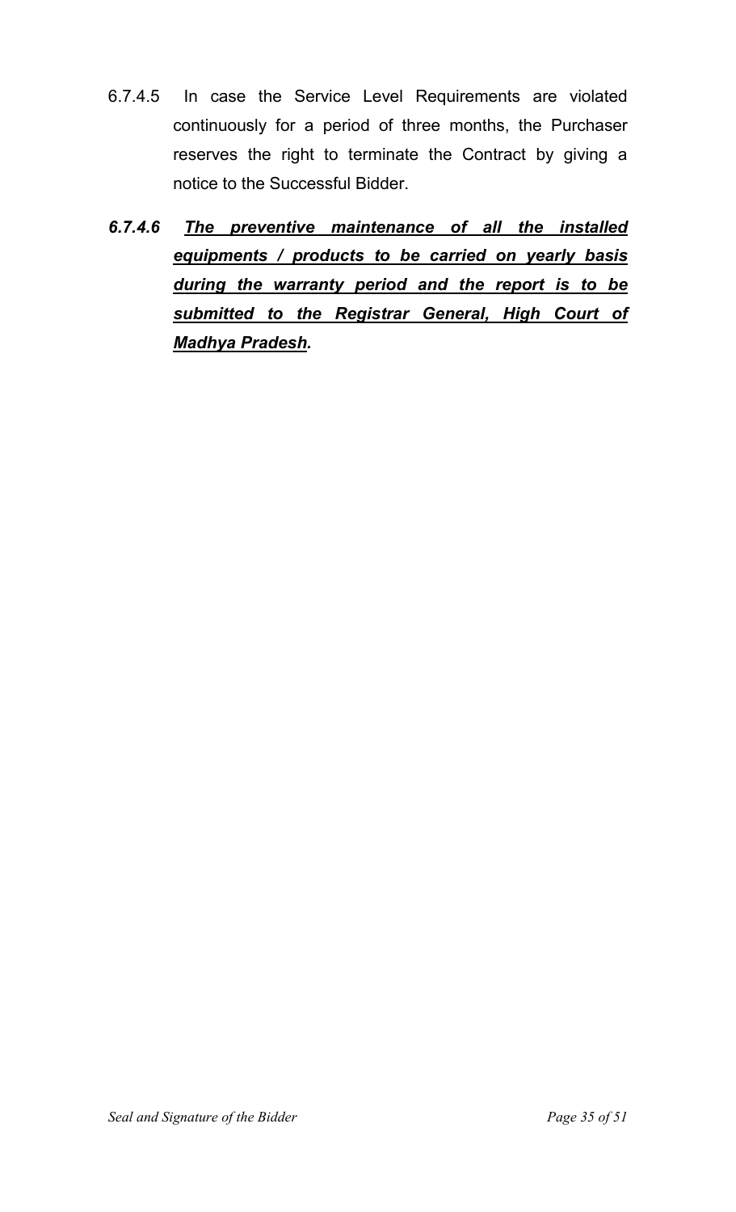6.7.4.5 In case the Service Level Requirements are violated continuously for a period of three months, the Purchaser reserves the right to terminate the Contract by giving a notice to the Successful Bidder.

***6.7.4.6*** ***<u>The preventive maintenance of all the installed equipments / products to be carried on yearly basis during the warranty period and the report is to be submitted to the Registrar General, High Court of Madhya Pradesh</u>.***

*Seal and Signature of the Bidder*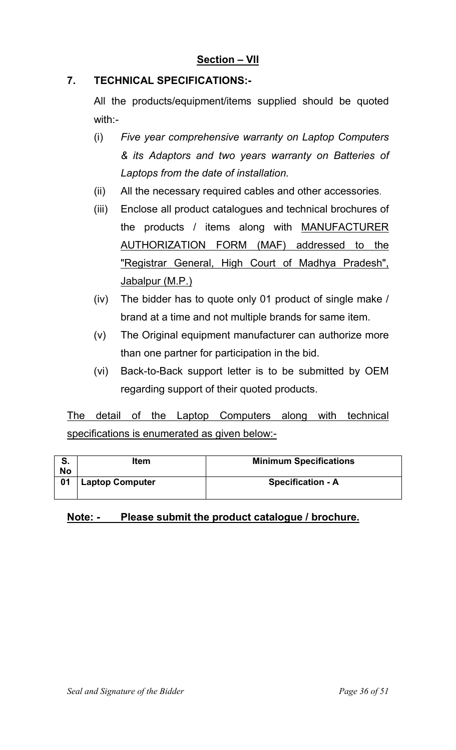## Section – VII

### 7. TECHNICAL SPECIFICATIONS:-

All the products/equipment/items supplied should be quoted with:-

(i) *Five year comprehensive warranty on Laptop Computers & its Adaptors and two years warranty on Batteries of Laptops from the date of installation.*

(ii) All the necessary required cables and other accessories.

(iii) Enclose all product catalogues and technical brochures of the products / items along with <u>MANUFACTURER AUTHORIZATION FORM (MAF) addressed to the "Registrar General, High Court of Madhya Pradesh", Jabalpur (M.P.)</u>

(iv) The bidder has to quote only 01 product of single make / brand at a time and not multiple brands for same item.

(v) The Original equipment manufacturer can authorize more than one partner for participation in the bid.

(vi) Back-to-Back support letter is to be submitted by OEM regarding support of their quoted products.

<u>The detail of the Laptop Computers along with technical specifications is enumerated as given below:-</u>

| S. No | Item | Minimum Specifications |
|---|---|---|
| 01 | **Laptop Computer** | **Specification - A** |

**<u>Note: - Please submit the product catalogue / brochure.</u>**

*Seal and Signature of the Bidder*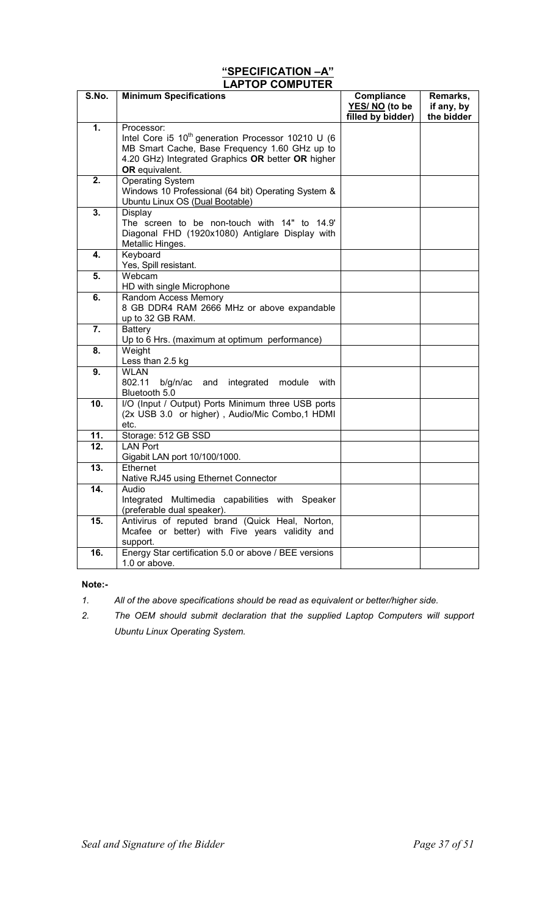## "SPECIFICATION –A"
## LAPTOP COMPUTER

| S.No. | Minimum Specifications | Compliance YES/ NO (to be filled by bidder) | Remarks, if any, by the bidder |
|---|---|---|---|
| 1. | Processor: Intel Core i5 10th generation Processor 10210 U (6 MB Smart Cache, Base Frequency 1.60 GHz up to 4.20 GHz) Integrated Graphics **OR** better **OR** higher **OR** equivalent. | | |
| 2. | Operating System Windows 10 Professional (64 bit) Operating System & Ubuntu Linux OS (Dual Bootable) | | |
| 3. | Display The screen to be non-touch with 14" to 14.9' Diagonal FHD (1920x1080) Antiglare Display with Metallic Hinges. | | |
| 4. | Keyboard Yes, Spill resistant. | | |
| 5. | Webcam HD with single Microphone | | |
| 6. | Random Access Memory 8 GB DDR4 RAM 2666 MHz or above expandable up to 32 GB RAM. | | |
| 7. | Battery Up to 6 Hrs. (maximum at optimum performance) | | |
| 8. | Weight Less than 2.5 kg | | |
| 9. | WLAN 802.11 b/g/n/ac and integrated module with Bluetooth 5.0 | | |
| 10. | I/O (Input / Output) Ports Minimum three USB ports (2x USB 3.0 or higher) , Audio/Mic Combo,1 HDMI etc. | | |
| 11. | Storage: 512 GB SSD | | |
| 12. | LAN Port Gigabit LAN port 10/100/1000. | | |
| 13. | Ethernet Native RJ45 using Ethernet Connector | | |
| 14. | Audio Integrated Multimedia capabilities with Speaker (preferable dual speaker). | | |
| 15. | Antivirus of reputed brand (Quick Heal, Norton, Mcafee or better) with Five years validity and support. | | |
| 16. | Energy Star certification 5.0 or above / BEE versions 1.0 or above. | | |

**Note:-**

1. *All of the above specifications should be read as equivalent or better/higher side.*
2. *The OEM should submit declaration that the supplied Laptop Computers will support Ubuntu Linux Operating System.*

*Seal and Signature of the Bidder*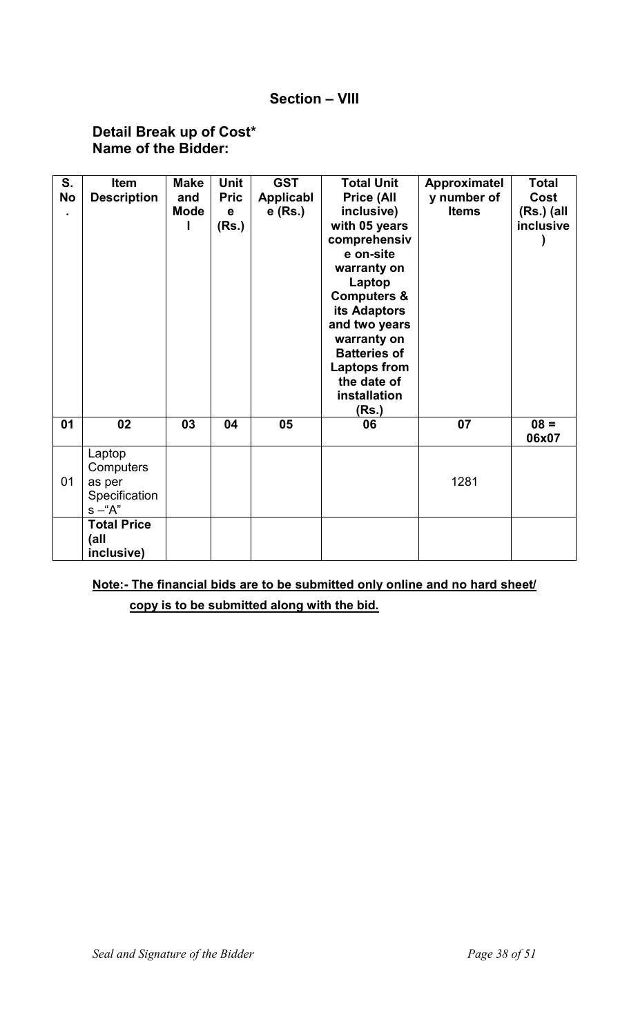## Section – VIII

**Detail Break up of Cost***
**Name of the Bidder:**

| S. No. | Item Description | Make and Model | Unit Price (Rs.) | GST Applicable (Rs.) | Total Unit Price (All inclusive) with 05 years comprehensive on-site warranty on Laptop Computers & its Adaptors and two years warranty on Batteries of Laptops from the date of installation (Rs.) | Approximately number of Items | Total Cost (Rs.) (all inclusive) |
|---|---|---|---|---|---|---|---|
| **01** | **02** | **03** | **04** | **05** | **06** | **07** | **08 = 06x07** |
| 01 | Laptop Computers as per Specifications –"A" | | | | | 1281 | |
| | **Total Price (all inclusive)** | | | | | | |

**<u>Note:- The financial bids are to be submitted only online and no hard sheet/ copy is to be submitted along with the bid.</u>**

*Seal and Signature of the Bidder*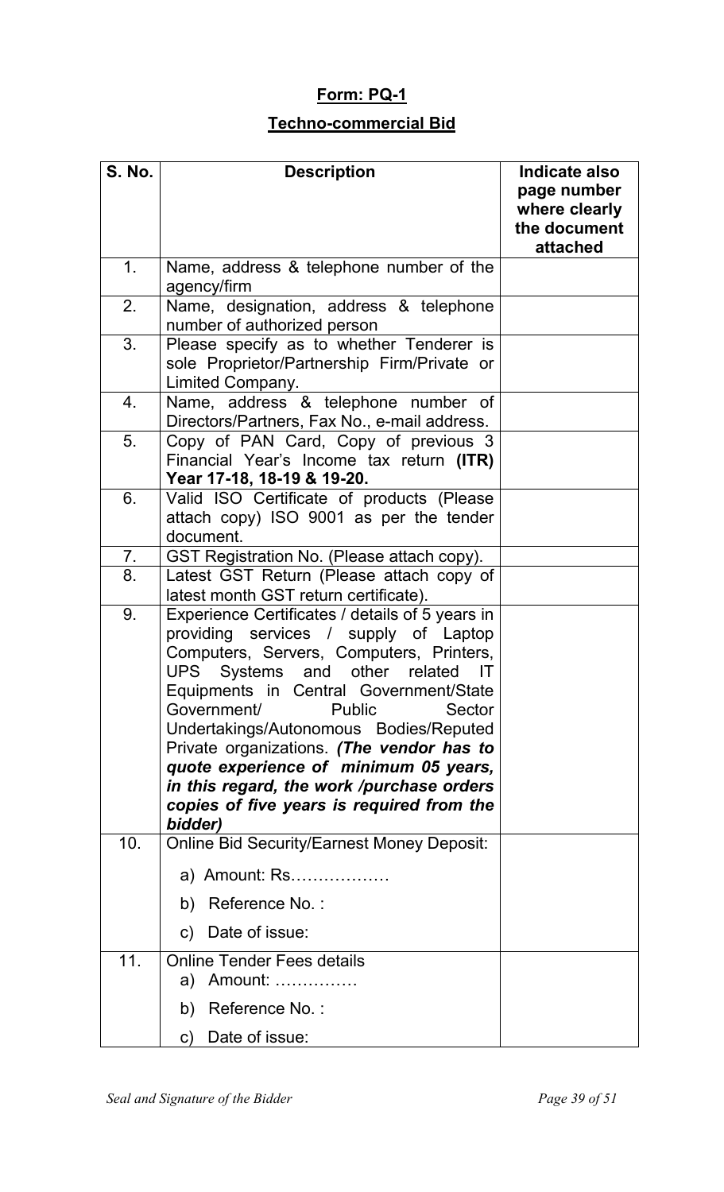## Form: PQ-1

## Techno-commercial Bid

| S. No. | Description | Indicate also page number where clearly the document attached |
|---|---|---|
| 1. | Name, address & telephone number of the agency/firm | |
| 2. | Name, designation, address & telephone number of authorized person | |
| 3. | Please specify as to whether Tenderer is sole Proprietor/Partnership Firm/Private or Limited Company. | |
| 4. | Name, address & telephone number of Directors/Partners, Fax No., e-mail address. | |
| 5. | Copy of PAN Card, Copy of previous 3 Financial Year's Income tax return **(ITR) Year 17-18, 18-19 & 19-20.** | |
| 6. | Valid ISO Certificate of products (Please attach copy) ISO 9001 as per the tender document. | |
| 7. | GST Registration No. (Please attach copy). | |
| 8. | Latest GST Return (Please attach copy of latest month GST return certificate). | |
| 9. | Experience Certificates / details of 5 years in providing services / supply of Laptop Computers, Servers, Computers, Printers, UPS Systems and other related IT Equipments in Central Government/State Government/ Public Sector Undertakings/Autonomous Bodies/Reputed Private organizations. ***(The vendor has to quote experience of minimum 05 years, in this regard, the work /purchase orders copies of five years is required from the bidder)*** | |
| 10. | Online Bid Security/Earnest Money Deposit:<br>a) Amount: Rs………………<br>b) Reference No. :<br>c) Date of issue: | |
| 11. | Online Tender Fees details<br>a) Amount: ……………<br>b) Reference No. :<br>c) Date of issue: | |

*Seal and Signature of the Bidder*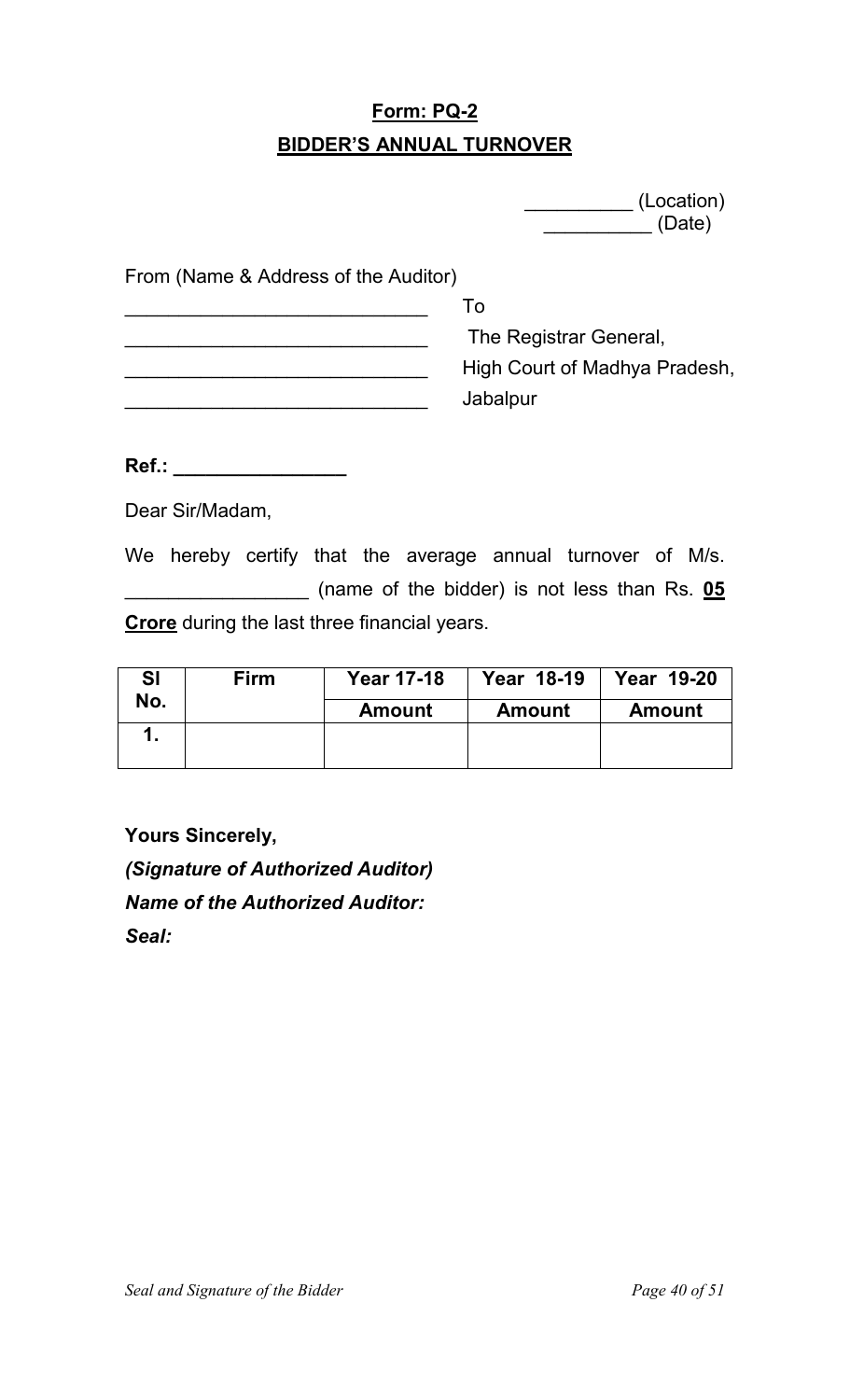# **Form: PQ-2**
## **BIDDER'S ANNUAL TURNOVER**

__________ (Location)
__________ (Date)

From (Name & Address of the Auditor)

____________________________
____________________________
____________________________
____________________________

To
The Registrar General,
High Court of Madhya Pradesh,
Jabalpur

**Ref.: ________________**

Dear Sir/Madam,

We hereby certify that the average annual turnover of M/s. ________________ (name of the bidder) is not less than Rs. **05 Crore** during the last three financial years.

| Sl No. | Firm | Year 17-18 | Year 18-19 | Year 19-20 |
|---|---|---|---|---|
| | | Amount | Amount | Amount |
| 1. | | | | |

**Yours Sincerely,**

***(Signature of Authorized Auditor)***

***Name of the Authorized Auditor:***

***Seal:***

*Seal and Signature of the Bidder*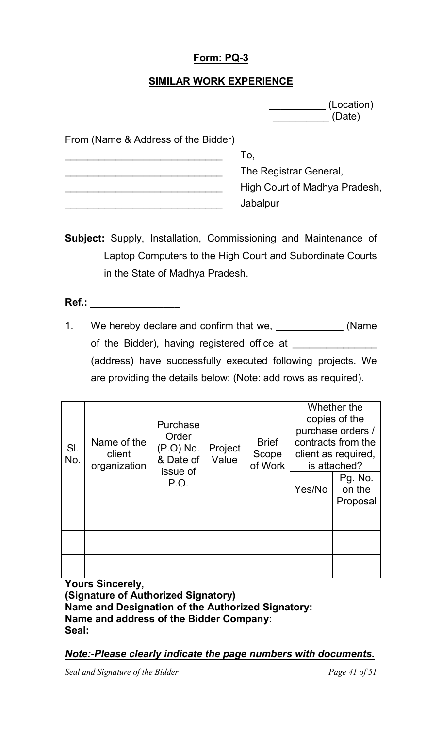**Form: PQ-3**

**SIMILAR WORK EXPERIENCE**

__________ (Location)
__________ (Date)

From (Name & Address of the Bidder)

____________________________
____________________________
____________________________
____________________________

To,
The Registrar General,
High Court of Madhya Pradesh,
Jabalpur

**Subject:** Supply, Installation, Commissioning and Maintenance of Laptop Computers to the High Court and Subordinate Courts in the State of Madhya Pradesh.

**Ref.: ________________**

1. We hereby declare and confirm that we, ____________ (Name of the Bidder), having registered office at _______________ (address) have successfully executed following projects. We are providing the details below: (Note: add rows as required).

| Sl. No. | Name of the client organization | Purchase Order (P.O) No. & Date of issue of P.O. | Project Value | Brief Scope of Work | Whether the copies of the purchase orders / contracts from the client as required, is attached? | |
|---|---|---|---|---|---|---|
| | | | | | Yes/No | Pg. No. on the Proposal |
| | | | | | | |
| | | | | | | |
| | | | | | | |

**Yours Sincerely,**
**(Signature of Authorized Signatory)**
**Name and Designation of the Authorized Signatory:**
**Name and address of the Bidder Company:**
**Seal:**

***Note:-Please clearly indicate the page numbers with documents.***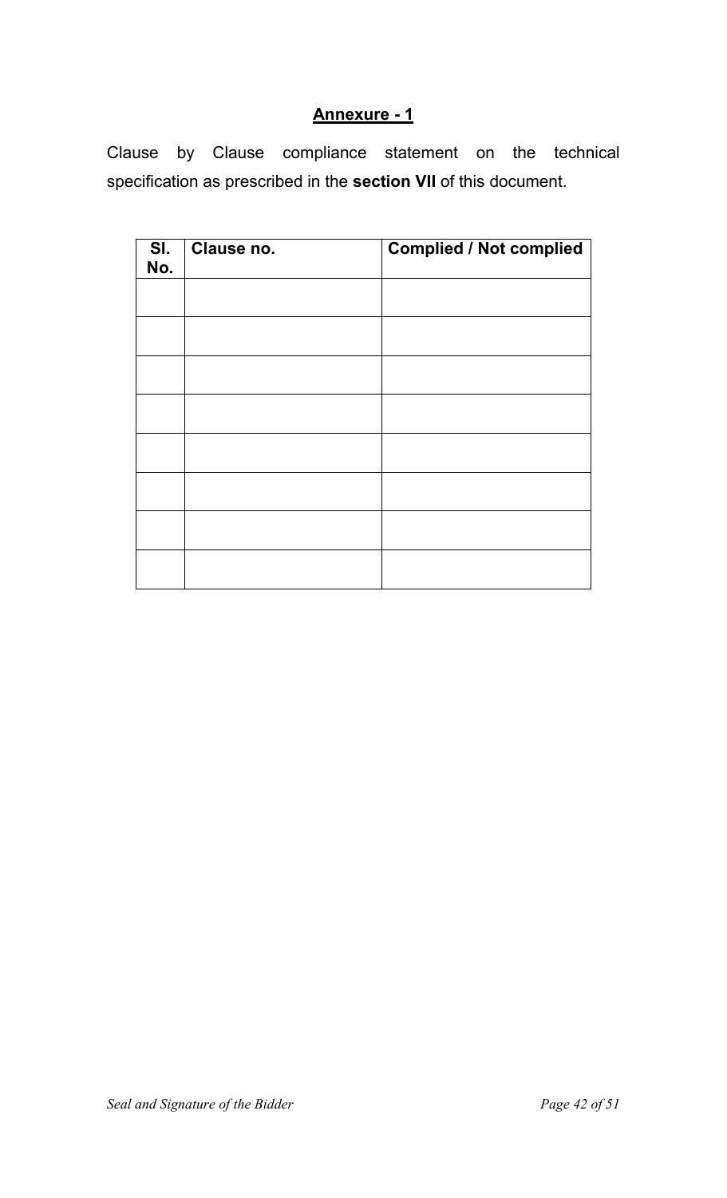## Annexure - 1

Clause by Clause compliance statement on the technical specification as prescribed in the **section VII** of this document.

| Sl. No. | Clause no. | Complied / Not complied |
|---|---|---|
| | | |
| | | |
| | | |
| | | |
| | | |
| | | |
| | | |
| | | |

*Seal and Signature of the Bidder*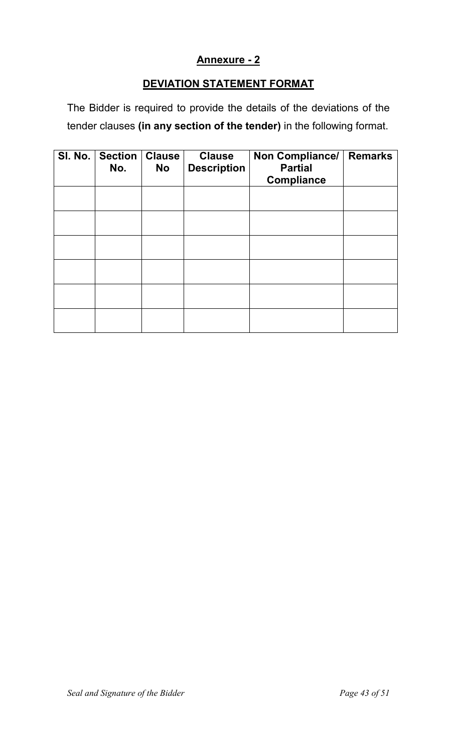## Annexure - 2

## DEVIATION STATEMENT FORMAT

The Bidder is required to provide the details of the deviations of the tender clauses **(in any section of the tender)** in the following format.

| Sl. No. | Section No. | Clause No | Clause Description | Non Compliance/ Partial Compliance | Remarks |
|---|---|---|---|---|---|
| | | | | | |
| | | | | | |
| | | | | | |
| | | | | | |
| | | | | | |
| | | | | | |

*Seal and Signature of the Bidder*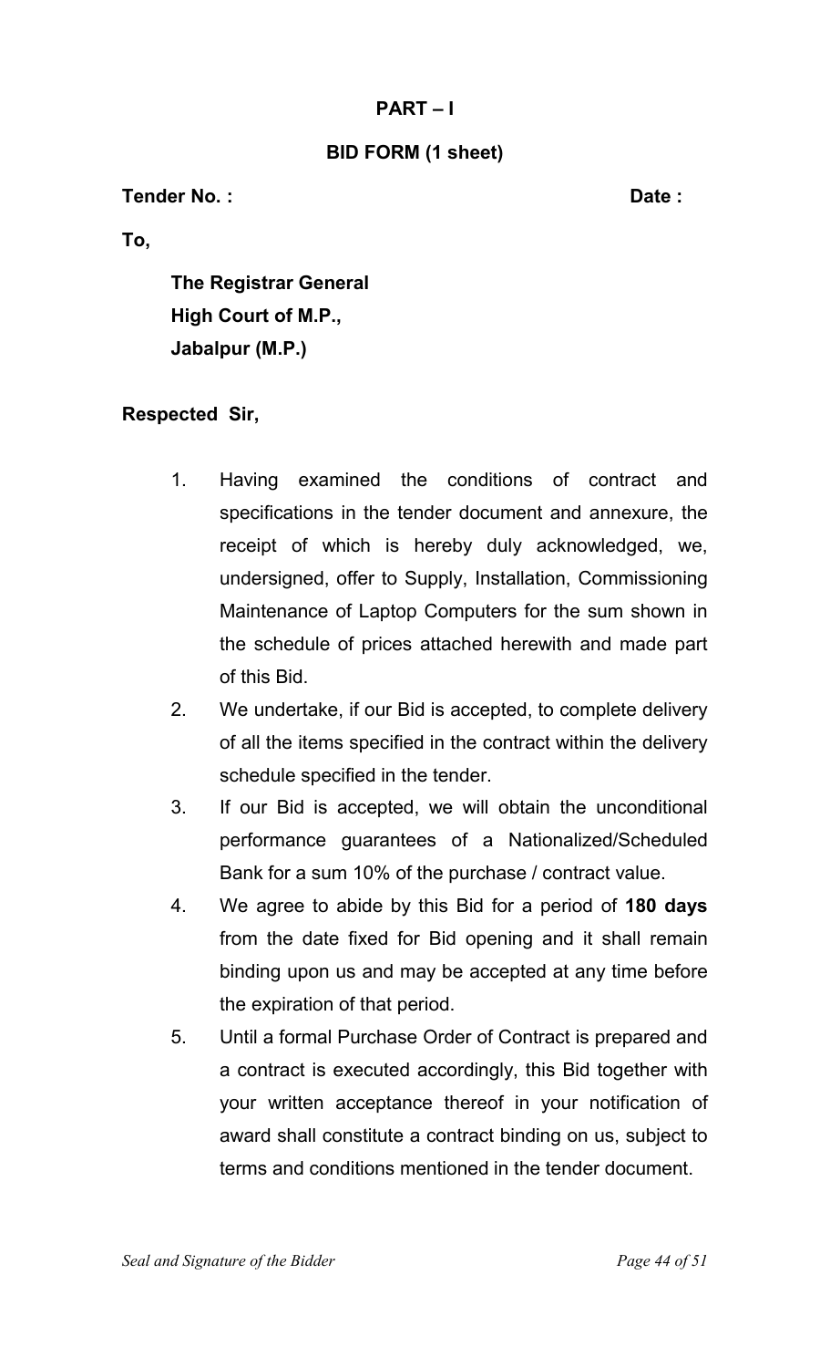**PART – I**

**BID FORM (1 sheet)**

**Tender No. :** **Date :**

**To,**

**The Registrar General**
**High Court of M.P.,**
**Jabalpur (M.P.)**

**Respected Sir,**

1. Having examined the conditions of contract and specifications in the tender document and annexure, the receipt of which is hereby duly acknowledged, we, undersigned, offer to Supply, Installation, Commissioning Maintenance of Laptop Computers for the sum shown in the schedule of prices attached herewith and made part of this Bid.
2. We undertake, if our Bid is accepted, to complete delivery of all the items specified in the contract within the delivery schedule specified in the tender.
3. If our Bid is accepted, we will obtain the unconditional performance guarantees of a Nationalized/Scheduled Bank for a sum 10% of the purchase / contract value.
4. We agree to abide by this Bid for a period of **180 days** from the date fixed for Bid opening and it shall remain binding upon us and may be accepted at any time before the expiration of that period.
5. Until a formal Purchase Order of Contract is prepared and a contract is executed accordingly, this Bid together with your written acceptance thereof in your notification of award shall constitute a contract binding on us, subject to terms and conditions mentioned in the tender document.

*Seal and Signature of the Bidder*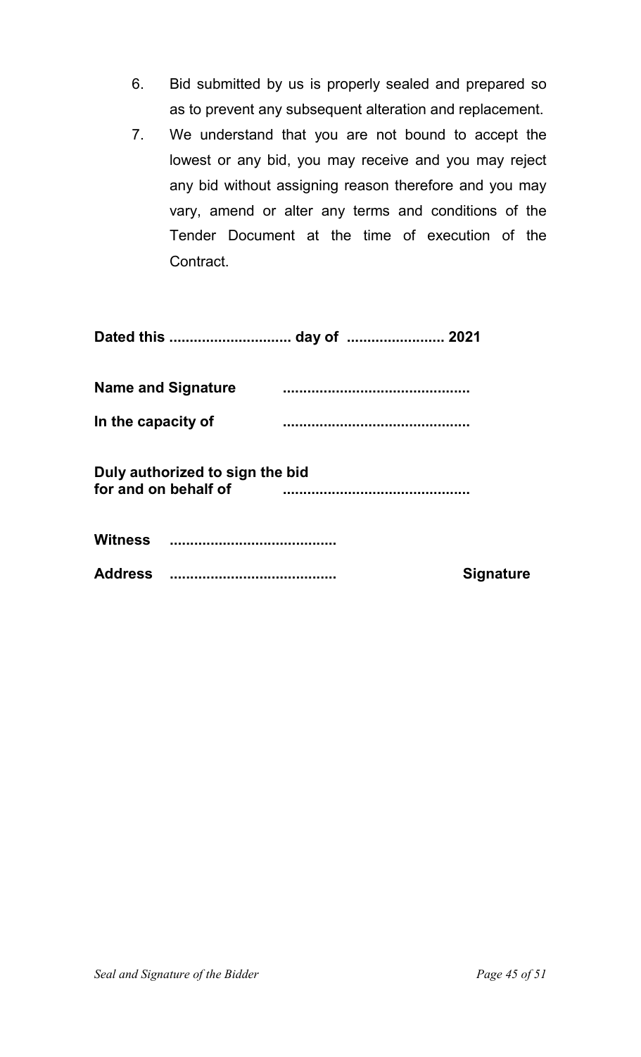6. Bid submitted by us is properly sealed and prepared so as to prevent any subsequent alteration and replacement.
7. We understand that you are not bound to accept the lowest or any bid, you may receive and you may reject any bid without assigning reason therefore and you may vary, amend or alter any terms and conditions of the Tender Document at the time of execution of the Contract.

**Dated this .............................. day of ........................ 2021**

**Name and Signature ..............................................**

**In the capacity of ..............................................**

**Duly authorized to sign the bid for and on behalf of ..............................................**

**Witness .........................................**

**Address .........................................** **Signature**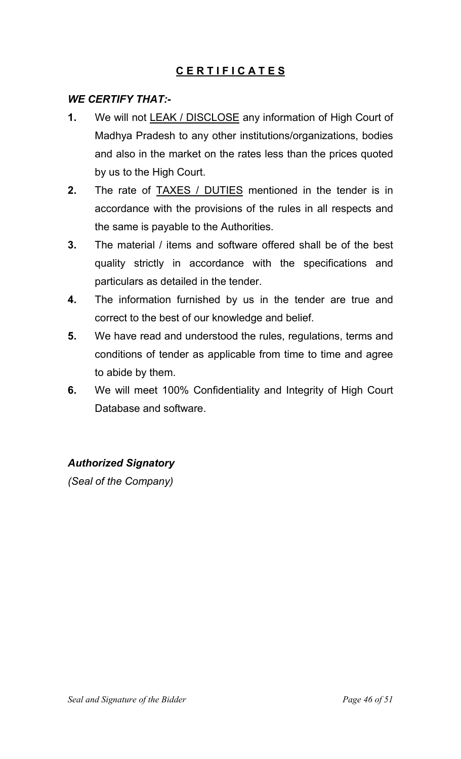## <u>C E R T I F I C A T E S</u>

***WE CERTIFY THAT:-***

**1.** We will not <u>LEAK / DISCLOSE</u> any information of High Court of Madhya Pradesh to any other institutions/organizations, bodies and also in the market on the rates less than the prices quoted by us to the High Court.

**2.** The rate of <u>TAXES / DUTIES</u> mentioned in the tender is in accordance with the provisions of the rules in all respects and the same is payable to the Authorities.

**3.** The material / items and software offered shall be of the best quality strictly in accordance with the specifications and particulars as detailed in the tender.

**4.** The information furnished by us in the tender are true and correct to the best of our knowledge and belief.

**5.** We have read and understood the rules, regulations, terms and conditions of tender as applicable from time to time and agree to abide by them.

**6.** We will meet 100% Confidentiality and Integrity of High Court Database and software.

***Authorized Signatory***

*(Seal of the Company)*

*Seal and Signature of the Bidder*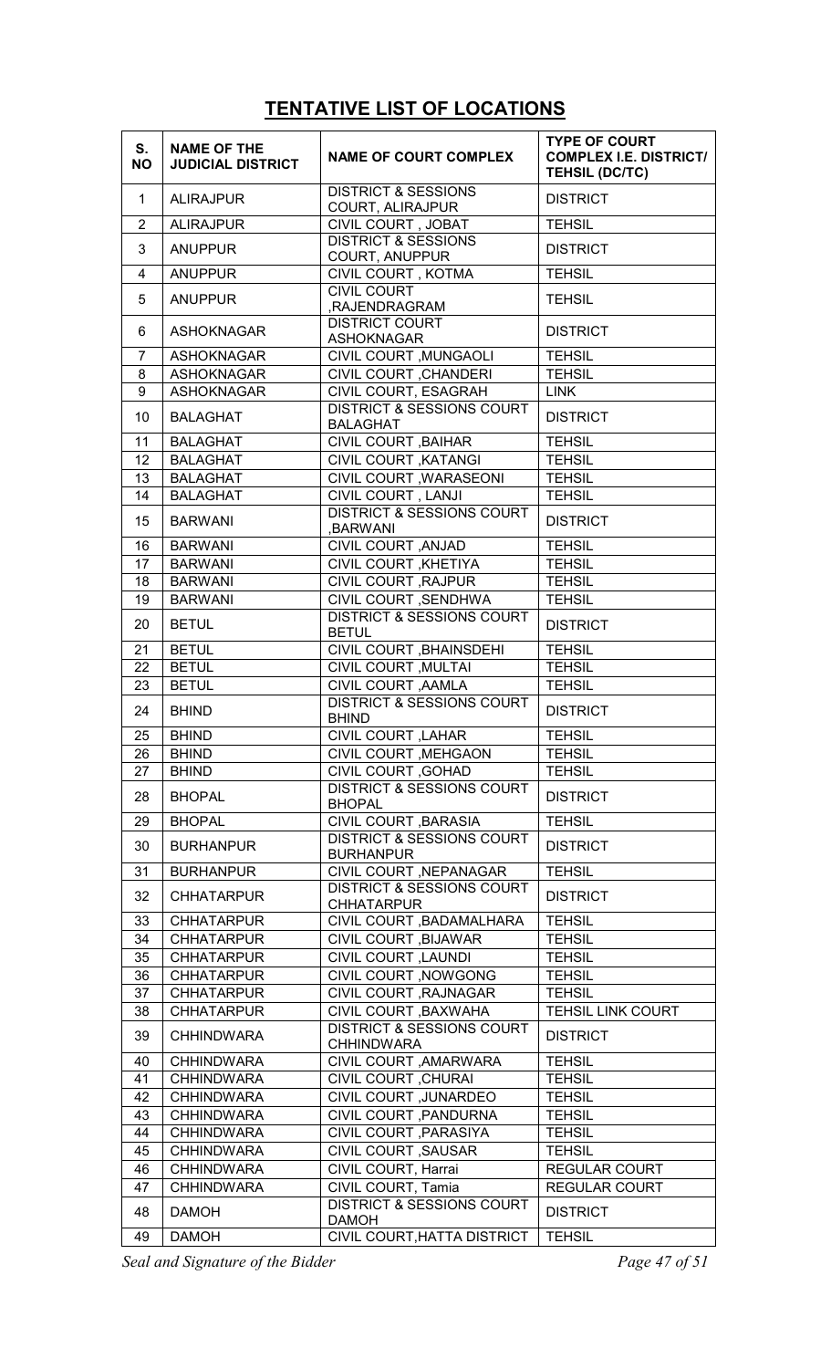# TENTATIVE LIST OF LOCATIONS

| S. NO | NAME OF THE JUDICIAL DISTRICT | NAME OF COURT COMPLEX | TYPE OF COURT COMPLEX I.E. DISTRICT/ TEHSIL (DC/TC) |
|---|---|---|---|
| 1 | ALIRAJPUR | DISTRICT & SESSIONS COURT, ALIRAJPUR | DISTRICT |
| 2 | ALIRAJPUR | CIVIL COURT , JOBAT | TEHSIL |
| 3 | ANUPPUR | DISTRICT & SESSIONS COURT, ANUPPUR | DISTRICT |
| 4 | ANUPPUR | CIVIL COURT , KOTMA | TEHSIL |
| 5 | ANUPPUR | CIVIL COURT ,RAJENDRAGRAM | TEHSIL |
| 6 | ASHOKNAGAR | DISTRICT COURT ASHOKNAGAR | DISTRICT |
| 7 | ASHOKNAGAR | CIVIL COURT ,MUNGAOLI | TEHSIL |
| 8 | ASHOKNAGAR | CIVIL COURT ,CHANDERI | TEHSIL |
| 9 | ASHOKNAGAR | CIVIL COURT, ESAGRAH | LINK |
| 10 | BALAGHAT | DISTRICT & SESSIONS COURT BALAGHAT | DISTRICT |
| 11 | BALAGHAT | CIVIL COURT ,BAIHAR | TEHSIL |
| 12 | BALAGHAT | CIVIL COURT ,KATANGI | TEHSIL |
| 13 | BALAGHAT | CIVIL COURT ,WARASEONI | TEHSIL |
| 14 | BALAGHAT | CIVIL COURT , LANJI | TEHSIL |
| 15 | BARWANI | DISTRICT & SESSIONS COURT ,BARWANI | DISTRICT |
| 16 | BARWANI | CIVIL COURT ,ANJAD | TEHSIL |
| 17 | BARWANI | CIVIL COURT ,KHETIYA | TEHSIL |
| 18 | BARWANI | CIVIL COURT ,RAJPUR | TEHSIL |
| 19 | BARWANI | CIVIL COURT ,SENDHWA | TEHSIL |
| 20 | BETUL | DISTRICT & SESSIONS COURT BETUL | DISTRICT |
| 21 | BETUL | CIVIL COURT ,BHAINSDEHI | TEHSIL |
| 22 | BETUL | CIVIL COURT ,MULTAI | TEHSIL |
| 23 | BETUL | CIVIL COURT ,AAMLA | TEHSIL |
| 24 | BHIND | DISTRICT & SESSIONS COURT BHIND | DISTRICT |
| 25 | BHIND | CIVIL COURT ,LAHAR | TEHSIL |
| 26 | BHIND | CIVIL COURT ,MEHGAON | TEHSIL |
| 27 | BHIND | CIVIL COURT ,GOHAD | TEHSIL |
| 28 | BHOPAL | DISTRICT & SESSIONS COURT BHOPAL | DISTRICT |
| 29 | BHOPAL | CIVIL COURT ,BARASIA | TEHSIL |
| 30 | BURHANPUR | DISTRICT & SESSIONS COURT BURHANPUR | DISTRICT |
| 31 | BURHANPUR | CIVIL COURT ,NEPANAGAR | TEHSIL |
| 32 | CHHATARPUR | DISTRICT & SESSIONS COURT CHHATARPUR | DISTRICT |
| 33 | CHHATARPUR | CIVIL COURT ,BADAMALHARA | TEHSIL |
| 34 | CHHATARPUR | CIVIL COURT ,BIJAWAR | TEHSIL |
| 35 | CHHATARPUR | CIVIL COURT ,LAUNDI | TEHSIL |
| 36 | CHHATARPUR | CIVIL COURT ,NOWGONG | TEHSIL |
| 37 | CHHATARPUR | CIVIL COURT ,RAJNAGAR | TEHSIL |
| 38 | CHHATARPUR | CIVIL COURT ,BAXWAHA | TEHSIL LINK COURT |
| 39 | CHHINDWARA | DISTRICT & SESSIONS COURT CHHINDWARA | DISTRICT |
| 40 | CHHINDWARA | CIVIL COURT ,AMARWARA | TEHSIL |
| 41 | CHHINDWARA | CIVIL COURT ,CHURAI | TEHSIL |
| 42 | CHHINDWARA | CIVIL COURT ,JUNARDEO | TEHSIL |
| 43 | CHHINDWARA | CIVIL COURT ,PANDURNA | TEHSIL |
| 44 | CHHINDWARA | CIVIL COURT ,PARASIYA | TEHSIL |
| 45 | CHHINDWARA | CIVIL COURT ,SAUSAR | TEHSIL |
| 46 | CHHINDWARA | CIVIL COURT, Harrai | REGULAR COURT |
| 47 | CHHINDWARA | CIVIL COURT, Tamia | REGULAR COURT |
| 48 | DAMOH | DISTRICT & SESSIONS COURT DAMOH | DISTRICT |
| 49 | DAMOH | CIVIL COURT,HATTA DISTRICT | TEHSIL |

*Seal and Signature of the Bidder*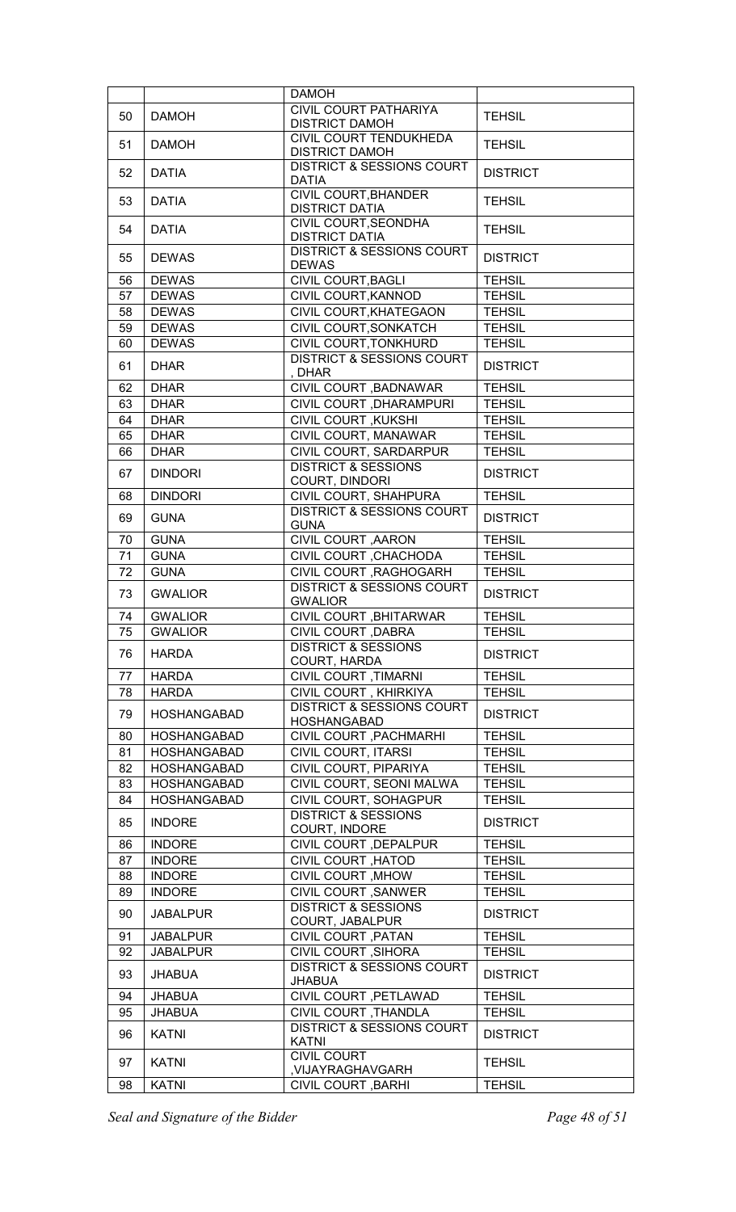| | | | |
|---|---|---|---|
| | | DAMOH | |
| 50 | DAMOH | CIVIL COURT PATHARIYA DISTRICT DAMOH | TEHSIL |
| 51 | DAMOH | CIVIL COURT TENDUKHEDA DISTRICT DAMOH | TEHSIL |
| 52 | DATIA | DISTRICT & SESSIONS COURT DATIA | DISTRICT |
| 53 | DATIA | CIVIL COURT,BHANDER DISTRICT DATIA | TEHSIL |
| 54 | DATIA | CIVIL COURT,SEONDHA DISTRICT DATIA | TEHSIL |
| 55 | DEWAS | DISTRICT & SESSIONS COURT DEWAS | DISTRICT |
| 56 | DEWAS | CIVIL COURT,BAGLI | TEHSIL |
| 57 | DEWAS | CIVIL COURT,KANNOD | TEHSIL |
| 58 | DEWAS | CIVIL COURT,KHATEGAON | TEHSIL |
| 59 | DEWAS | CIVIL COURT,SONKATCH | TEHSIL |
| 60 | DEWAS | CIVIL COURT,TONKHURD | TEHSIL |
| 61 | DHAR | DISTRICT & SESSIONS COURT , DHAR | DISTRICT |
| 62 | DHAR | CIVIL COURT ,BADNAWAR | TEHSIL |
| 63 | DHAR | CIVIL COURT ,DHARAMPURI | TEHSIL |
| 64 | DHAR | CIVIL COURT ,KUKSHI | TEHSIL |
| 65 | DHAR | CIVIL COURT, MANAWAR | TEHSIL |
| 66 | DHAR | CIVIL COURT, SARDARPUR | TEHSIL |
| 67 | DINDORI | DISTRICT & SESSIONS COURT, DINDORI | DISTRICT |
| 68 | DINDORI | CIVIL COURT, SHAHPURA | TEHSIL |
| 69 | GUNA | DISTRICT & SESSIONS COURT GUNA | DISTRICT |
| 70 | GUNA | CIVIL COURT ,AARON | TEHSIL |
| 71 | GUNA | CIVIL COURT ,CHACHODA | TEHSIL |
| 72 | GUNA | CIVIL COURT ,RAGHOGARH | TEHSIL |
| 73 | GWALIOR | DISTRICT & SESSIONS COURT GWALIOR | DISTRICT |
| 74 | GWALIOR | CIVIL COURT ,BHITARWAR | TEHSIL |
| 75 | GWALIOR | CIVIL COURT ,DABRA | TEHSIL |
| 76 | HARDA | DISTRICT & SESSIONS COURT, HARDA | DISTRICT |
| 77 | HARDA | CIVIL COURT ,TIMARNI | TEHSIL |
| 78 | HARDA | CIVIL COURT , KHIRKIYA | TEHSIL |
| 79 | HOSHANGABAD | DISTRICT & SESSIONS COURT HOSHANGABAD | DISTRICT |
| 80 | HOSHANGABAD | CIVIL COURT ,PACHMARHI | TEHSIL |
| 81 | HOSHANGABAD | CIVIL COURT, ITARSI | TEHSIL |
| 82 | HOSHANGABAD | CIVIL COURT, PIPARIYA | TEHSIL |
| 83 | HOSHANGABAD | CIVIL COURT, SEONI MALWA | TEHSIL |
| 84 | HOSHANGABAD | CIVIL COURT, SOHAGPUR | TEHSIL |
| 85 | INDORE | DISTRICT & SESSIONS COURT, INDORE | DISTRICT |
| 86 | INDORE | CIVIL COURT ,DEPALPUR | TEHSIL |
| 87 | INDORE | CIVIL COURT ,HATOD | TEHSIL |
| 88 | INDORE | CIVIL COURT ,MHOW | TEHSIL |
| 89 | INDORE | CIVIL COURT ,SANWER | TEHSIL |
| 90 | JABALPUR | DISTRICT & SESSIONS COURT, JABALPUR | DISTRICT |
| 91 | JABALPUR | CIVIL COURT ,PATAN | TEHSIL |
| 92 | JABALPUR | CIVIL COURT ,SIHORA | TEHSIL |
| 93 | JHABUA | DISTRICT & SESSIONS COURT JHABUA | DISTRICT |
| 94 | JHABUA | CIVIL COURT ,PETLAWAD | TEHSIL |
| 95 | JHABUA | CIVIL COURT ,THANDLA | TEHSIL |
| 96 | KATNI | DISTRICT & SESSIONS COURT KATNI | DISTRICT |
| 97 | KATNI | CIVIL COURT ,VIJAYRAGHAVGARH | TEHSIL |
| 98 | KATNI | CIVIL COURT ,BARHI | TEHSIL |

*Seal and Signature of the Bidder*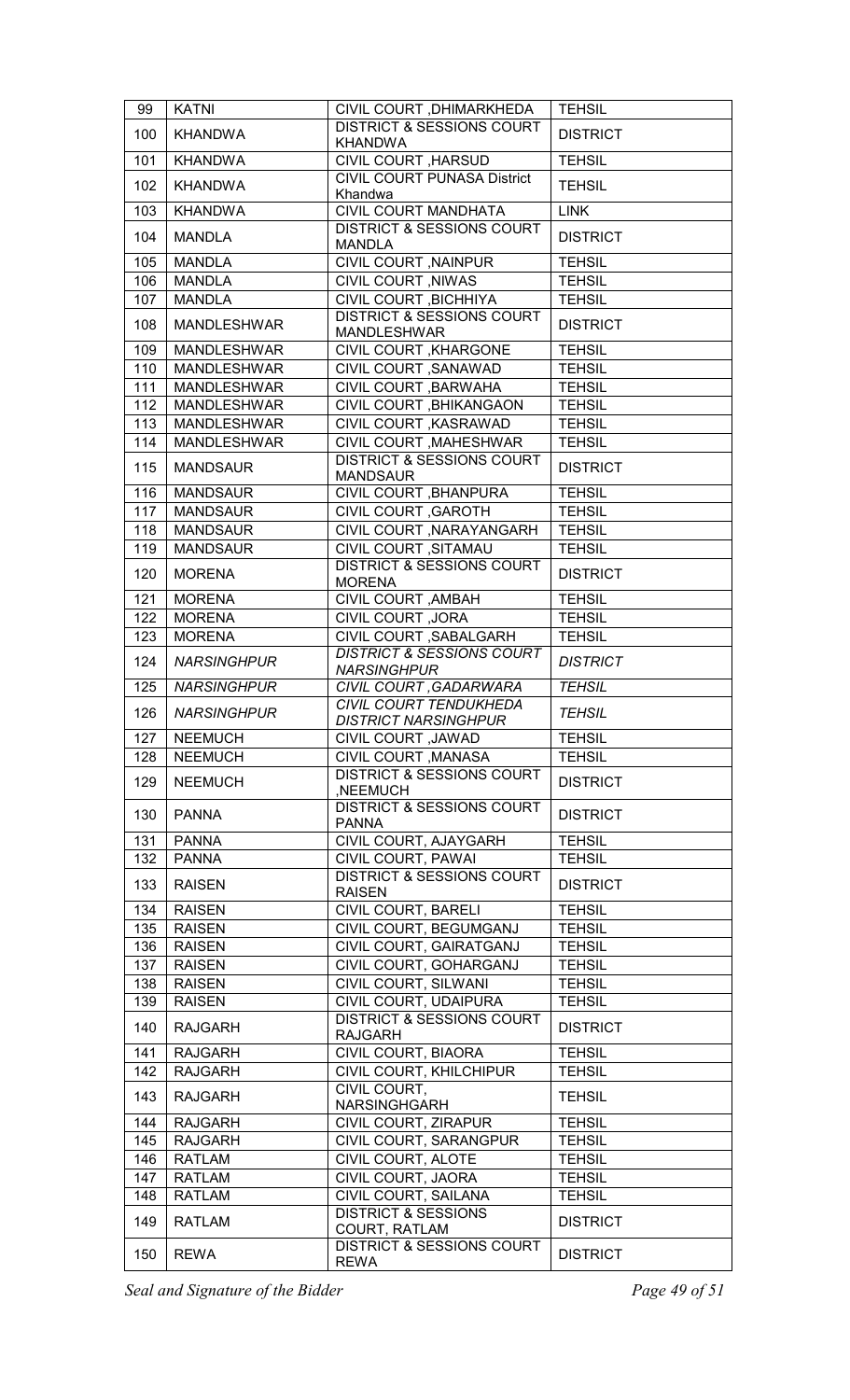| 99 | KATNI | CIVIL COURT ,DHIMARKHEDA | TEHSIL |
|---|---|---|---|
| 100 | KHANDWA | DISTRICT & SESSIONS COURT KHANDWA | DISTRICT |
| 101 | KHANDWA | CIVIL COURT ,HARSUD | TEHSIL |
| 102 | KHANDWA | CIVIL COURT PUNASA District Khandwa | TEHSIL |
| 103 | KHANDWA | CIVIL COURT MANDHATA | LINK |
| 104 | MANDLA | DISTRICT & SESSIONS COURT MANDLA | DISTRICT |
| 105 | MANDLA | CIVIL COURT ,NAINPUR | TEHSIL |
| 106 | MANDLA | CIVIL COURT ,NIWAS | TEHSIL |
| 107 | MANDLA | CIVIL COURT ,BICHHIYA | TEHSIL |
| 108 | MANDLESHWAR | DISTRICT & SESSIONS COURT MANDLESHWAR | DISTRICT |
| 109 | MANDLESHWAR | CIVIL COURT ,KHARGONE | TEHSIL |
| 110 | MANDLESHWAR | CIVIL COURT ,SANAWAD | TEHSIL |
| 111 | MANDLESHWAR | CIVIL COURT ,BARWAHA | TEHSIL |
| 112 | MANDLESHWAR | CIVIL COURT ,BHIKANGAON | TEHSIL |
| 113 | MANDLESHWAR | CIVIL COURT ,KASRAWAD | TEHSIL |
| 114 | MANDLESHWAR | CIVIL COURT ,MAHESHWAR | TEHSIL |
| 115 | MANDSAUR | DISTRICT & SESSIONS COURT MANDSAUR | DISTRICT |
| 116 | MANDSAUR | CIVIL COURT ,BHANPURA | TEHSIL |
| 117 | MANDSAUR | CIVIL COURT ,GAROTH | TEHSIL |
| 118 | MANDSAUR | CIVIL COURT ,NARAYANGARH | TEHSIL |
| 119 | MANDSAUR | CIVIL COURT ,SITAMAU | TEHSIL |
| 120 | MORENA | DISTRICT & SESSIONS COURT MORENA | DISTRICT |
| 121 | MORENA | CIVIL COURT ,AMBAH | TEHSIL |
| 122 | MORENA | CIVIL COURT ,JORA | TEHSIL |
| 123 | MORENA | CIVIL COURT ,SABALGARH | TEHSIL |
| 124 | *NARSINGHPUR* | *DISTRICT & SESSIONS COURT NARSINGHPUR* | *DISTRICT* |
| 125 | *NARSINGHPUR* | *CIVIL COURT ,GADARWARA* | *TEHSIL* |
| 126 | *NARSINGHPUR* | *CIVIL COURT TENDUKHEDA DISTRICT NARSINGHPUR* | *TEHSIL* |
| 127 | NEEMUCH | CIVIL COURT ,JAWAD | TEHSIL |
| 128 | NEEMUCH | CIVIL COURT ,MANASA | TEHSIL |
| 129 | NEEMUCH | DISTRICT & SESSIONS COURT ,NEEMUCH | DISTRICT |
| 130 | PANNA | DISTRICT & SESSIONS COURT PANNA | DISTRICT |
| 131 | PANNA | CIVIL COURT, AJAYGARH | TEHSIL |
| 132 | PANNA | CIVIL COURT, PAWAI | TEHSIL |
| 133 | RAISEN | DISTRICT & SESSIONS COURT RAISEN | DISTRICT |
| 134 | RAISEN | CIVIL COURT, BARELI | TEHSIL |
| 135 | RAISEN | CIVIL COURT, BEGUMGANJ | TEHSIL |
| 136 | RAISEN | CIVIL COURT, GAIRATGANJ | TEHSIL |
| 137 | RAISEN | CIVIL COURT, GOHARGANJ | TEHSIL |
| 138 | RAISEN | CIVIL COURT, SILWANI | TEHSIL |
| 139 | RAISEN | CIVIL COURT, UDAIPURA | TEHSIL |
| 140 | RAJGARH | DISTRICT & SESSIONS COURT RAJGARH | DISTRICT |
| 141 | RAJGARH | CIVIL COURT, BIAORA | TEHSIL |
| 142 | RAJGARH | CIVIL COURT, KHILCHIPUR | TEHSIL |
| 143 | RAJGARH | CIVIL COURT, NARSINGHGARH | TEHSIL |
| 144 | RAJGARH | CIVIL COURT, ZIRAPUR | TEHSIL |
| 145 | RAJGARH | CIVIL COURT, SARANGPUR | TEHSIL |
| 146 | RATLAM | CIVIL COURT, ALOTE | TEHSIL |
| 147 | RATLAM | CIVIL COURT, JAORA | TEHSIL |
| 148 | RATLAM | CIVIL COURT, SAILANA | TEHSIL |
| 149 | RATLAM | DISTRICT & SESSIONS COURT, RATLAM | DISTRICT |
| 150 | REWA | DISTRICT & SESSIONS COURT REWA | DISTRICT |

*Seal and Signature of the Bidder*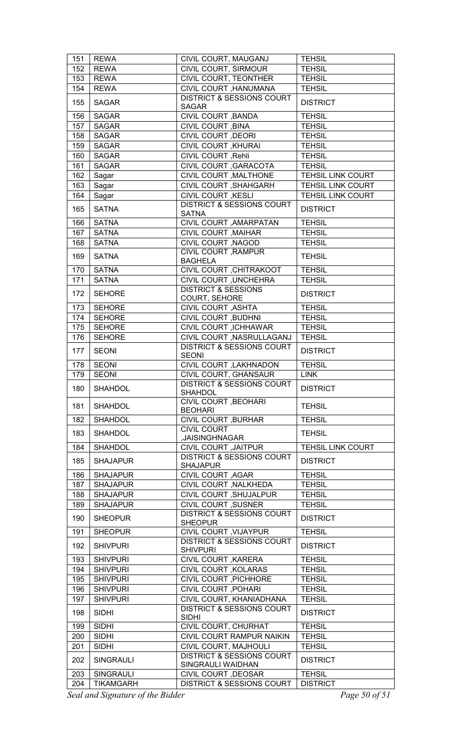| 151 | REWA | CIVIL COURT, MAUGANJ | TEHSIL |
|---|---|---|---|
| 152 | REWA | CIVIL COURT, SIRMOUR | TEHSIL |
| 153 | REWA | CIVIL COURT, TEONTHER | TEHSIL |
| 154 | REWA | CIVIL COURT ,HANUMANA | TEHSIL |
| 155 | SAGAR | DISTRICT & SESSIONS COURT SAGAR | DISTRICT |
| 156 | SAGAR | CIVIL COURT ,BANDA | TEHSIL |
| 157 | SAGAR | CIVIL COURT ,BINA | TEHSIL |
| 158 | SAGAR | CIVIL COURT ,DEORI | TEHSIL |
| 159 | SAGAR | CIVIL COURT ,KHURAI | TEHSIL |
| 160 | SAGAR | CIVIL COURT ,Rehli | TEHSIL |
| 161 | SAGAR | CIVIL COURT ,GARACOTA | TEHSIL |
| 162 | Sagar | CIVIL COURT ,MALTHONE | TEHSIL LINK COURT |
| 163 | Sagar | CIVIL COURT ,SHAHGARH | TEHSIL LINK COURT |
| 164 | Sagar | CIVIL COURT ,KESLI | TEHSIL LINK COURT |
| 165 | SATNA | DISTRICT & SESSIONS COURT SATNA | DISTRICT |
| 166 | SATNA | CIVIL COURT ,AMARPATAN | TEHSIL |
| 167 | SATNA | CIVIL COURT ,MAIHAR | TEHSIL |
| 168 | SATNA | CIVIL COURT ,NAGOD | TEHSIL |
| 169 | SATNA | CIVIL COURT ,RAMPUR BAGHELA | TEHSIL |
| 170 | SATNA | CIVIL COURT ,CHITRAKOOT | TEHSIL |
| 171 | SATNA | CIVIL COURT ,UNCHEHRA | TEHSIL |
| 172 | SEHORE | DISTRICT & SESSIONS COURT, SEHORE | DISTRICT |
| 173 | SEHORE | CIVIL COURT ,ASHTA | TEHSIL |
| 174 | SEHORE | CIVIL COURT ,BUDHNI | TEHSIL |
| 175 | SEHORE | CIVIL COURT ,ICHHAWAR | TEHSIL |
| 176 | SEHORE | CIVIL COURT ,NASRULLAGANJ | TEHSIL |
| 177 | SEONI | DISTRICT & SESSIONS COURT SEONI | DISTRICT |
| 178 | SEONI | CIVIL COURT ,LAKHNADON | TEHSIL |
| 179 | SEONI | CIVIL COURT, GHANSAUR | LINK |
| 180 | SHAHDOL | DISTRICT & SESSIONS COURT SHAHDOL | DISTRICT |
| 181 | SHAHDOL | CIVIL COURT ,BEOHARI BEOHARI | TEHSIL |
| 182 | SHAHDOL | CIVIL COURT ,BURHAR | TEHSIL |
| 183 | SHAHDOL | CIVIL COURT ,JAISINGHNAGAR | TEHSIL |
| 184 | SHAHDOL | CIVIL COURT ,JAITPUR | TEHSIL LINK COURT |
| 185 | SHAJAPUR | DISTRICT & SESSIONS COURT SHAJAPUR | DISTRICT |
| 186 | SHAJAPUR | CIVIL COURT ,AGAR | TEHSIL |
| 187 | SHAJAPUR | CIVIL COURT ,NALKHEDA | TEHSIL |
| 188 | SHAJAPUR | CIVIL COURT ,SHUJALPUR | TEHSIL |
| 189 | SHAJAPUR | CIVIL COURT ,SUSNER | TEHSIL |
| 190 | SHEOPUR | DISTRICT & SESSIONS COURT SHEOPUR | DISTRICT |
| 191 | SHEOPUR | CIVIL COURT ,VIJAYPUR | TEHSIL |
| 192 | SHIVPURI | DISTRICT & SESSIONS COURT SHIVPURI | DISTRICT |
| 193 | SHIVPURI | CIVIL COURT ,KARERA | TEHSIL |
| 194 | SHIVPURI | CIVIL COURT ,KOLARAS | TEHSIL |
| 195 | SHIVPURI | CIVIL COURT ,PICHHORE | TEHSIL |
| 196 | SHIVPURI | CIVIL COURT ,POHARI | TEHSIL |
| 197 | SHIVPURI | CIVIL COURT, KHANIADHANA | TEHSIL |
| 198 | SIDHI | DISTRICT & SESSIONS COURT SIDHI | DISTRICT |
| 199 | SIDHI | CIVIL COURT, CHURHAT | TEHSIL |
| 200 | SIDHI | CIVIL COURT RAMPUR NAIKIN | TEHSIL |
| 201 | SIDHI | CIVIL COURT, MAJHOULI | TEHSIL |
| 202 | SINGRAULI | DISTRICT & SESSIONS COURT SINGRAULI WAIDHAN | DISTRICT |
| 203 | SINGRAULI | CIVIL COURT ,DEOSAR | TEHSIL |
| 204 | TIKAMGARH | DISTRICT & SESSIONS COURT | DISTRICT |

*Seal and Signature of the Bidder*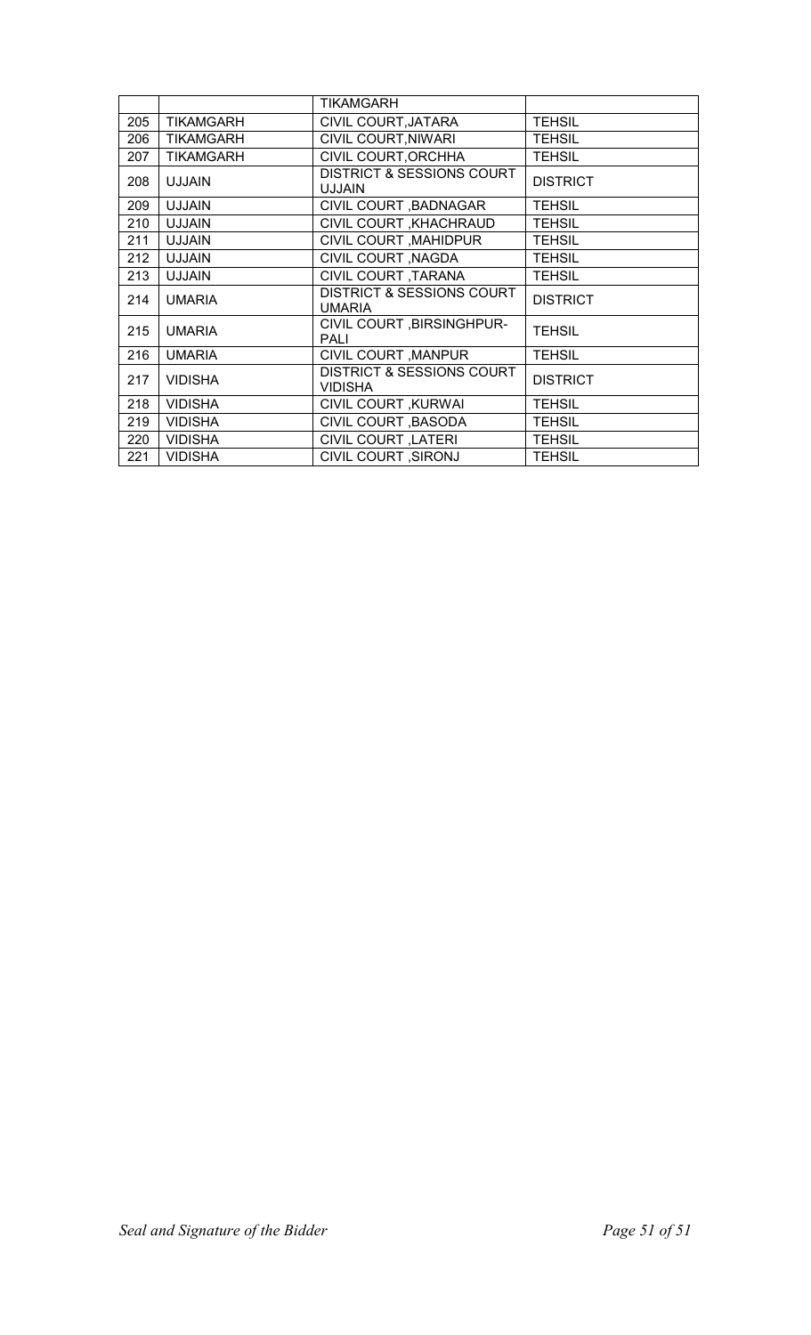| | | | |
|---|---|---|---|
| | | TIKAMGARH | |
| 205 | TIKAMGARH | CIVIL COURT,JATARA | TEHSIL |
| 206 | TIKAMGARH | CIVIL COURT,NIWARI | TEHSIL |
| 207 | TIKAMGARH | CIVIL COURT,ORCHHA | TEHSIL |
| 208 | UJJAIN | DISTRICT & SESSIONS COURT UJJAIN | DISTRICT |
| 209 | UJJAIN | CIVIL COURT ,BADNAGAR | TEHSIL |
| 210 | UJJAIN | CIVIL COURT ,KHACHRAUD | TEHSIL |
| 211 | UJJAIN | CIVIL COURT ,MAHIDPUR | TEHSIL |
| 212 | UJJAIN | CIVIL COURT ,NAGDA | TEHSIL |
| 213 | UJJAIN | CIVIL COURT ,TARANA | TEHSIL |
| 214 | UMARIA | DISTRICT & SESSIONS COURT UMARIA | DISTRICT |
| 215 | UMARIA | CIVIL COURT ,BIRSINGHPUR-PALI | TEHSIL |
| 216 | UMARIA | CIVIL COURT ,MANPUR | TEHSIL |
| 217 | VIDISHA | DISTRICT & SESSIONS COURT VIDISHA | DISTRICT |
| 218 | VIDISHA | CIVIL COURT ,KURWAI | TEHSIL |
| 219 | VIDISHA | CIVIL COURT ,BASODA | TEHSIL |
| 220 | VIDISHA | CIVIL COURT ,LATERI | TEHSIL |
| 221 | VIDISHA | CIVIL COURT ,SIRONJ | TEHSIL |

*Seal and Signature of the Bidder*